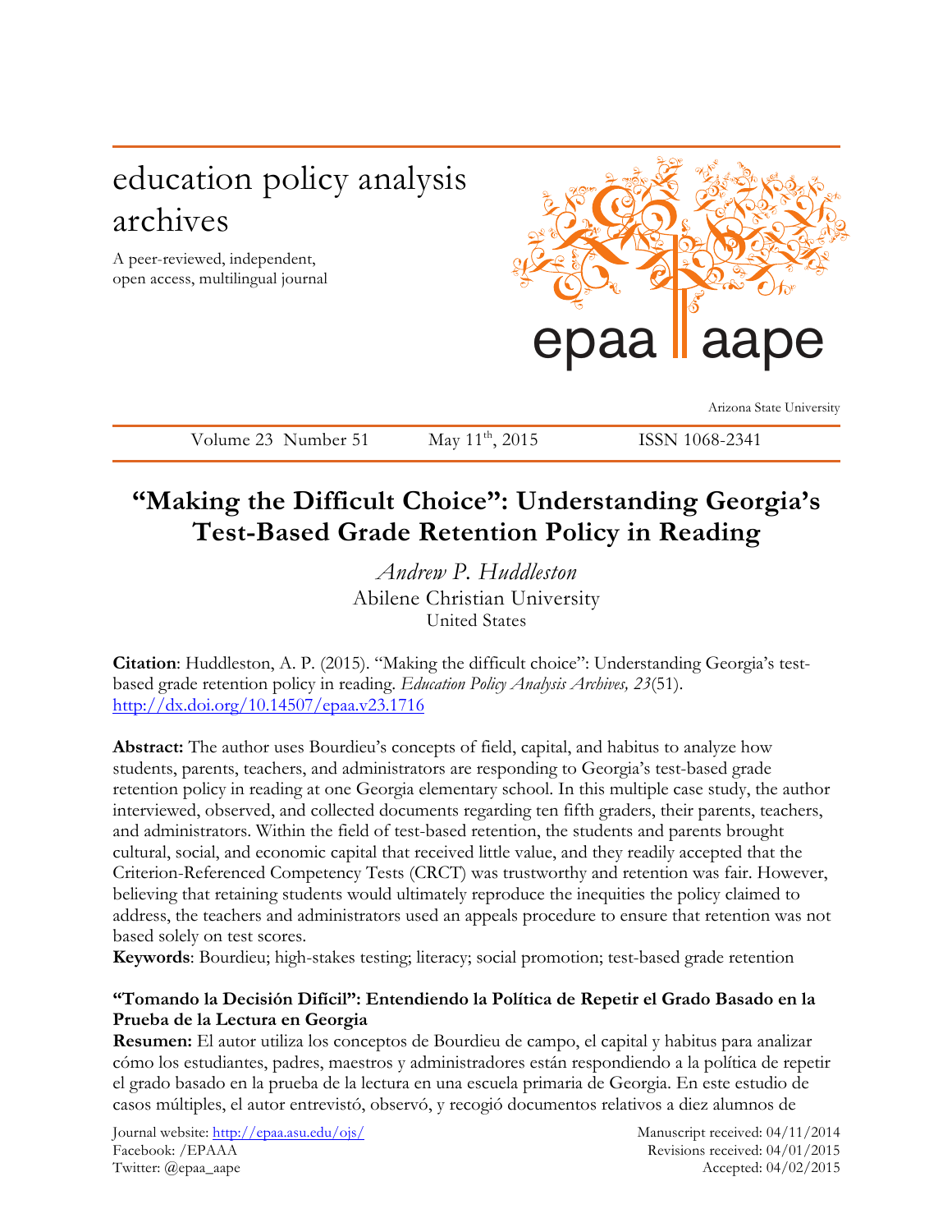# education policy analysis archives

A peer-reviewed, independent, open access, multilingual journal

epaa aape

Arizona State University

Volume 23 Number 51 May 11th, 2015 ISSN 1068-2341

## "Making the Difficult Choice": Understanding Georgia's Test-Based Grade Retention Policy in Reading

*Andrew P. Huddleston*
Abilene Christian University
United States

**Citation**: Huddleston, A. P. (2015). "Making the difficult choice": Understanding Georgia's test-based grade retention policy in reading. *Education Policy Analysis Archives, 23*(51). http://dx.doi.org/10.14507/epaa.v23.1716

**Abstract:** The author uses Bourdieu's concepts of field, capital, and habitus to analyze how students, parents, teachers, and administrators are responding to Georgia's test-based grade retention policy in reading at one Georgia elementary school. In this multiple case study, the author interviewed, observed, and collected documents regarding ten fifth graders, their parents, teachers, and administrators. Within the field of test-based retention, the students and parents brought cultural, social, and economic capital that received little value, and they readily accepted that the Criterion-Referenced Competency Tests (CRCT) was trustworthy and retention was fair. However, believing that retaining students would ultimately reproduce the inequities the policy claimed to address, the teachers and administrators used an appeals procedure to ensure that retention was not based solely on test scores.
**Keywords**: Bourdieu; high-stakes testing; literacy; social promotion; test-based grade retention

**"Tomando la Decisión Difícil": Entendiendo la Política de Repetir el Grado Basado en la Prueba de la Lectura en Georgia**
**Resumen:** El autor utiliza los conceptos de Bourdieu de campo, el capital y habitus para analizar cómo los estudiantes, padres, maestros y administradores están respondiendo a la política de repetir el grado basado en la prueba de la lectura en una escuela primaria de Georgia. En este estudio de casos múltiples, el autor entrevistó, observó, y recogió documentos relativos a diez alumnos de

Journal website: http://epaa.asu.edu/ojs/
Facebook: /EPAAA
Twitter: @epaa_aape

Manuscript received: 04/11/2014
Revisions received: 04/01/2015
Accepted: 04/02/2015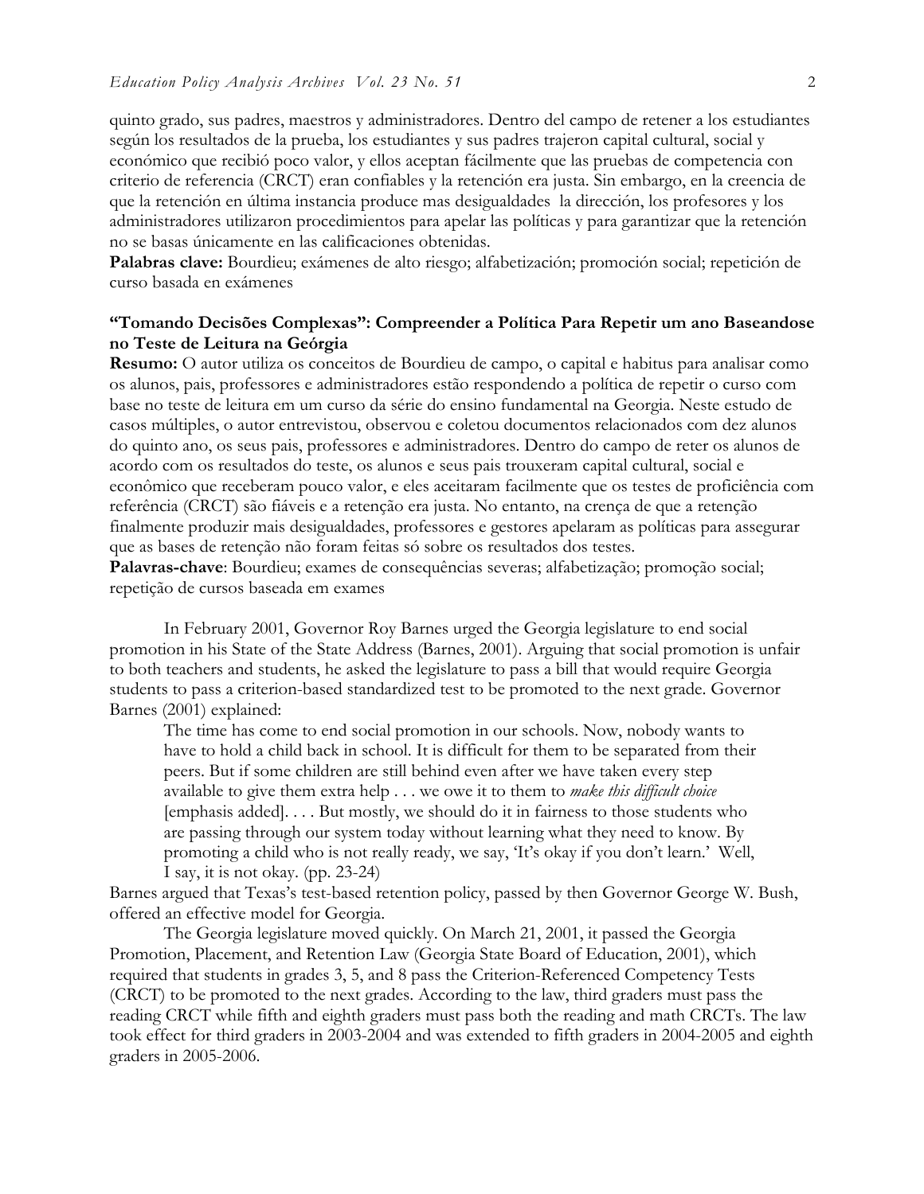quinto grado, sus padres, maestros y administradores. Dentro del campo de retener a los estudiantes según los resultados de la prueba, los estudiantes y sus padres trajeron capital cultural, social y económico que recibió poco valor, y ellos aceptan fácilmente que las pruebas de competencia con criterio de referencia (CRCT) eran confiables y la retención era justa. Sin embargo, en la creencia de que la retención en última instancia produce mas desigualdades la dirección, los profesores y los administradores utilizaron procedimientos para apelar las políticas y para garantizar que la retención no se basas únicamente en las calificaciones obtenidas.

**Palabras clave:** Bourdieu; exámenes de alto riesgo; alfabetización; promoción social; repetición de curso basada en exámenes

**"Tomando Decisões Complexas": Compreender a Política Para Repetir um ano Baseandose no Teste de Leitura na Geórgia**

**Resumo:** O autor utiliza os conceitos de Bourdieu de campo, o capital e habitus para analisar como os alunos, pais, professores e administradores estão respondendo a política de repetir o curso com base no teste de leitura em um curso da série do ensino fundamental na Georgia. Neste estudo de casos múltiples, o autor entrevistou, observou e coletou documentos relacionados com dez alunos do quinto ano, os seus pais, professores e administradores. Dentro do campo de reter os alunos de acordo com os resultados do teste, os alunos e seus pais trouxeram capital cultural, social e econômico que receberam pouco valor, e eles aceitaram facilmente que os testes de proficiência com referência (CRCT) são fiáveis e a retenção era justa. No entanto, na crença de que a retenção finalmente produzir mais desigualdades, professores e gestores apelaram as políticas para assegurar que as bases de retenção não foram feitas só sobre os resultados dos testes.

**Palavras-chave**: Bourdieu; exames de consequências severas; alfabetização; promoção social; repetição de cursos baseada em exames

In February 2001, Governor Roy Barnes urged the Georgia legislature to end social promotion in his State of the State Address (Barnes, 2001). Arguing that social promotion is unfair to both teachers and students, he asked the legislature to pass a bill that would require Georgia students to pass a criterion-based standardized test to be promoted to the next grade. Governor Barnes (2001) explained:

> The time has come to end social promotion in our schools. Now, nobody wants to have to hold a child back in school. It is difficult for them to be separated from their peers. But if some children are still behind even after we have taken every step available to give them extra help . . . we owe it to them to *make this difficult choice* [emphasis added]. . . . But mostly, we should do it in fairness to those students who are passing through our system today without learning what they need to know. By promoting a child who is not really ready, we say, 'It's okay if you don't learn.' Well, I say, it is not okay. (pp. 23-24)

Barnes argued that Texas's test-based retention policy, passed by then Governor George W. Bush, offered an effective model for Georgia.

The Georgia legislature moved quickly. On March 21, 2001, it passed the Georgia Promotion, Placement, and Retention Law (Georgia State Board of Education, 2001), which required that students in grades 3, 5, and 8 pass the Criterion-Referenced Competency Tests (CRCT) to be promoted to the next grades. According to the law, third graders must pass the reading CRCT while fifth and eighth graders must pass both the reading and math CRCTs. The law took effect for third graders in 2003-2004 and was extended to fifth graders in 2004-2005 and eighth graders in 2005-2006.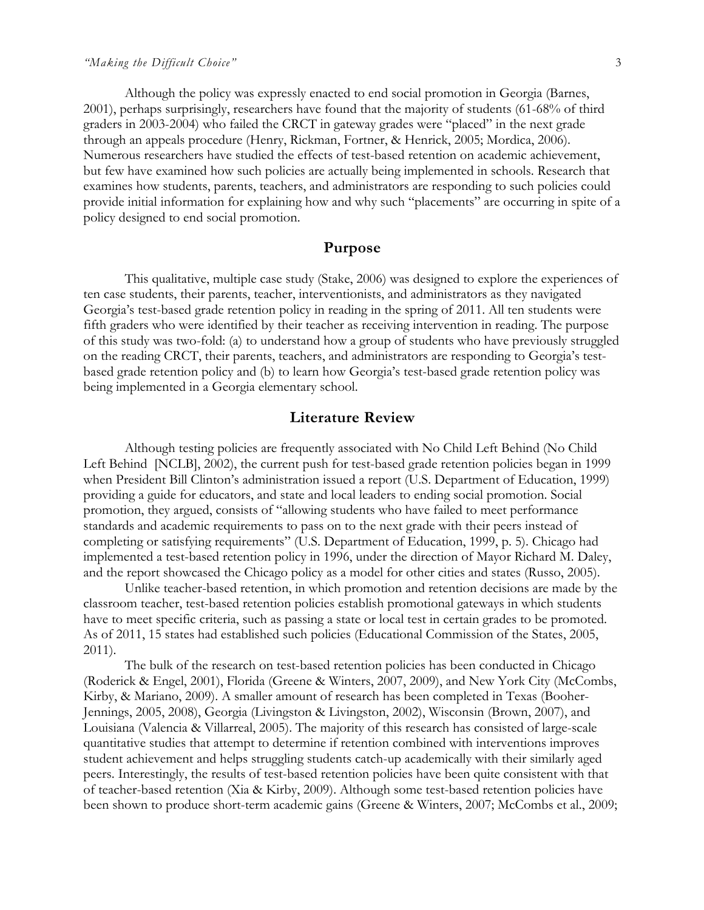Although the policy was expressly enacted to end social promotion in Georgia (Barnes, 2001), perhaps surprisingly, researchers have found that the majority of students (61-68% of third graders in 2003-2004) who failed the CRCT in gateway grades were "placed" in the next grade through an appeals procedure (Henry, Rickman, Fortner, & Henrick, 2005; Mordica, 2006). Numerous researchers have studied the effects of test-based retention on academic achievement, but few have examined how such policies are actually being implemented in schools. Research that examines how students, parents, teachers, and administrators are responding to such policies could provide initial information for explaining how and why such "placements" are occurring in spite of a policy designed to end social promotion.

## Purpose

This qualitative, multiple case study (Stake, 2006) was designed to explore the experiences of ten case students, their parents, teacher, interventionists, and administrators as they navigated Georgia's test-based grade retention policy in reading in the spring of 2011. All ten students were fifth graders who were identified by their teacher as receiving intervention in reading. The purpose of this study was two-fold: (a) to understand how a group of students who have previously struggled on the reading CRCT, their parents, teachers, and administrators are responding to Georgia's test-based grade retention policy and (b) to learn how Georgia's test-based grade retention policy was being implemented in a Georgia elementary school.

## Literature Review

Although testing policies are frequently associated with No Child Left Behind (No Child Left Behind [NCLB], 2002), the current push for test-based grade retention policies began in 1999 when President Bill Clinton's administration issued a report (U.S. Department of Education, 1999) providing a guide for educators, and state and local leaders to ending social promotion. Social promotion, they argued, consists of "allowing students who have failed to meet performance standards and academic requirements to pass on to the next grade with their peers instead of completing or satisfying requirements" (U.S. Department of Education, 1999, p. 5). Chicago had implemented a test-based retention policy in 1996, under the direction of Mayor Richard M. Daley, and the report showcased the Chicago policy as a model for other cities and states (Russo, 2005).

Unlike teacher-based retention, in which promotion and retention decisions are made by the classroom teacher, test-based retention policies establish promotional gateways in which students have to meet specific criteria, such as passing a state or local test in certain grades to be promoted. As of 2011, 15 states had established such policies (Educational Commission of the States, 2005, 2011).

The bulk of the research on test-based retention policies has been conducted in Chicago (Roderick & Engel, 2001), Florida (Greene & Winters, 2007, 2009), and New York City (McCombs, Kirby, & Mariano, 2009). A smaller amount of research has been completed in Texas (Booher-Jennings, 2005, 2008), Georgia (Livingston & Livingston, 2002), Wisconsin (Brown, 2007), and Louisiana (Valencia & Villarreal, 2005). The majority of this research has consisted of large-scale quantitative studies that attempt to determine if retention combined with interventions improves student achievement and helps struggling students catch-up academically with their similarly aged peers. Interestingly, the results of test-based retention policies have been quite consistent with that of teacher-based retention (Xia & Kirby, 2009). Although some test-based retention policies have been shown to produce short-term academic gains (Greene & Winters, 2007; McCombs et al., 2009;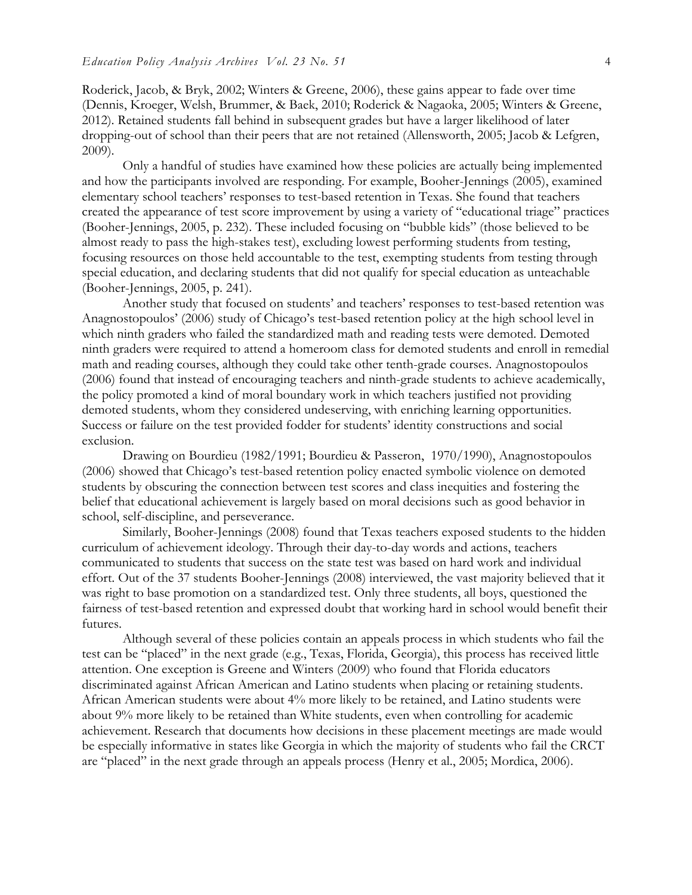Roderick, Jacob, & Bryk, 2002; Winters & Greene, 2006), these gains appear to fade over time (Dennis, Kroeger, Welsh, Brummer, & Baek, 2010; Roderick & Nagaoka, 2005; Winters & Greene, 2012). Retained students fall behind in subsequent grades but have a larger likelihood of later dropping-out of school than their peers that are not retained (Allensworth, 2005; Jacob & Lefgren, 2009).

Only a handful of studies have examined how these policies are actually being implemented and how the participants involved are responding. For example, Booher-Jennings (2005), examined elementary school teachers' responses to test-based retention in Texas. She found that teachers created the appearance of test score improvement by using a variety of "educational triage" practices (Booher-Jennings, 2005, p. 232). These included focusing on "bubble kids" (those believed to be almost ready to pass the high-stakes test), excluding lowest performing students from testing, focusing resources on those held accountable to the test, exempting students from testing through special education, and declaring students that did not qualify for special education as unteachable (Booher-Jennings, 2005, p. 241).

Another study that focused on students' and teachers' responses to test-based retention was Anagnostopoulos' (2006) study of Chicago's test-based retention policy at the high school level in which ninth graders who failed the standardized math and reading tests were demoted. Demoted ninth graders were required to attend a homeroom class for demoted students and enroll in remedial math and reading courses, although they could take other tenth-grade courses. Anagnostopoulos (2006) found that instead of encouraging teachers and ninth-grade students to achieve academically, the policy promoted a kind of moral boundary work in which teachers justified not providing demoted students, whom they considered undeserving, with enriching learning opportunities. Success or failure on the test provided fodder for students' identity constructions and social exclusion.

Drawing on Bourdieu (1982/1991; Bourdieu & Passeron, 1970/1990), Anagnostopoulos (2006) showed that Chicago's test-based retention policy enacted symbolic violence on demoted students by obscuring the connection between test scores and class inequities and fostering the belief that educational achievement is largely based on moral decisions such as good behavior in school, self-discipline, and perseverance.

Similarly, Booher-Jennings (2008) found that Texas teachers exposed students to the hidden curriculum of achievement ideology. Through their day-to-day words and actions, teachers communicated to students that success on the state test was based on hard work and individual effort. Out of the 37 students Booher-Jennings (2008) interviewed, the vast majority believed that it was right to base promotion on a standardized test. Only three students, all boys, questioned the fairness of test-based retention and expressed doubt that working hard in school would benefit their futures.

Although several of these policies contain an appeals process in which students who fail the test can be "placed" in the next grade (e.g., Texas, Florida, Georgia), this process has received little attention. One exception is Greene and Winters (2009) who found that Florida educators discriminated against African American and Latino students when placing or retaining students. African American students were about 4% more likely to be retained, and Latino students were about 9% more likely to be retained than White students, even when controlling for academic achievement. Research that documents how decisions in these placement meetings are made would be especially informative in states like Georgia in which the majority of students who fail the CRCT are "placed" in the next grade through an appeals process (Henry et al., 2005; Mordica, 2006).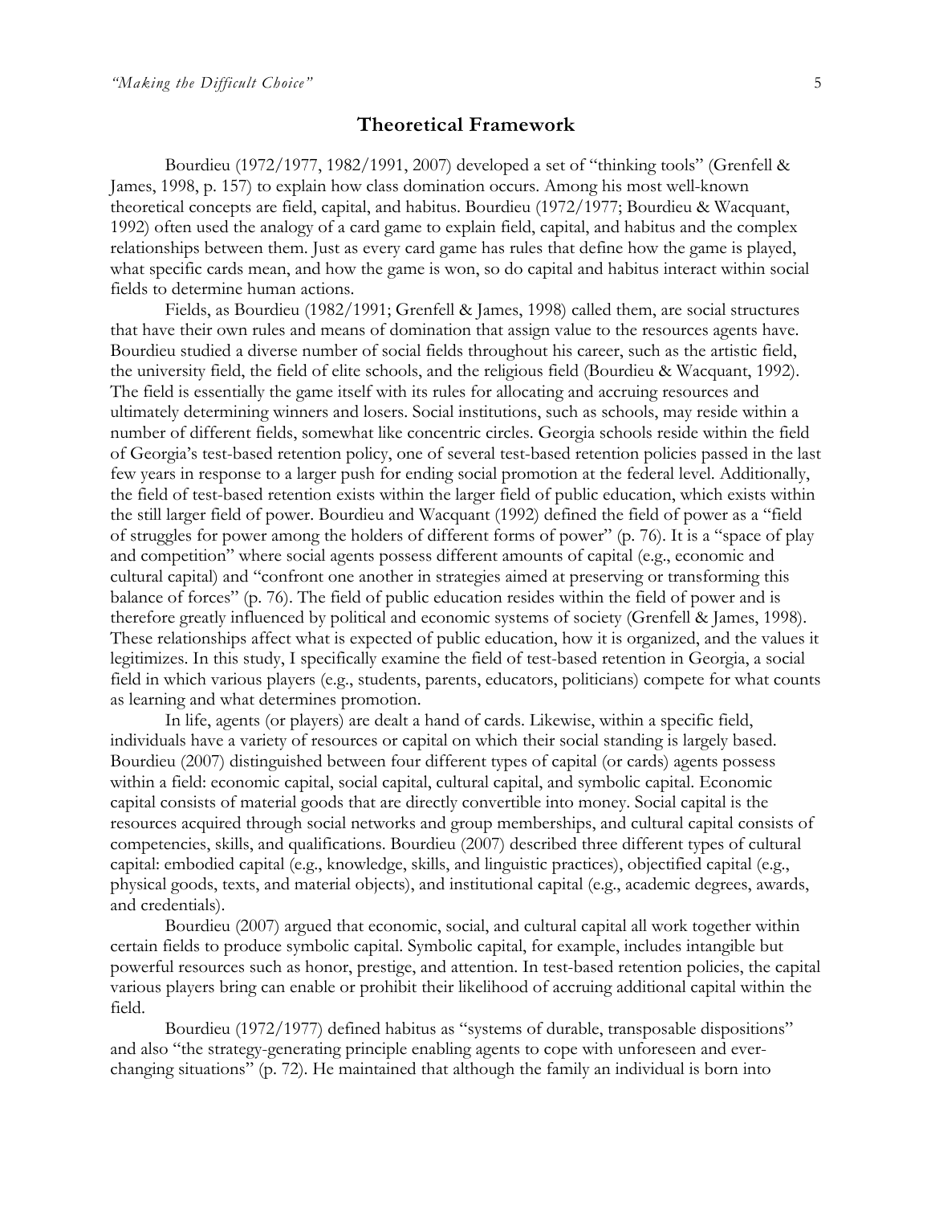## Theoretical Framework

Bourdieu (1972/1977, 1982/1991, 2007) developed a set of "thinking tools" (Grenfell & James, 1998, p. 157) to explain how class domination occurs. Among his most well-known theoretical concepts are field, capital, and habitus. Bourdieu (1972/1977; Bourdieu & Wacquant, 1992) often used the analogy of a card game to explain field, capital, and habitus and the complex relationships between them. Just as every card game has rules that define how the game is played, what specific cards mean, and how the game is won, so do capital and habitus interact within social fields to determine human actions.

Fields, as Bourdieu (1982/1991; Grenfell & James, 1998) called them, are social structures that have their own rules and means of domination that assign value to the resources agents have. Bourdieu studied a diverse number of social fields throughout his career, such as the artistic field, the university field, the field of elite schools, and the religious field (Bourdieu & Wacquant, 1992). The field is essentially the game itself with its rules for allocating and accruing resources and ultimately determining winners and losers. Social institutions, such as schools, may reside within a number of different fields, somewhat like concentric circles. Georgia schools reside within the field of Georgia's test-based retention policy, one of several test-based retention policies passed in the last few years in response to a larger push for ending social promotion at the federal level. Additionally, the field of test-based retention exists within the larger field of public education, which exists within the still larger field of power. Bourdieu and Wacquant (1992) defined the field of power as a "field of struggles for power among the holders of different forms of power" (p. 76). It is a "space of play and competition" where social agents possess different amounts of capital (e.g., economic and cultural capital) and "confront one another in strategies aimed at preserving or transforming this balance of forces" (p. 76). The field of public education resides within the field of power and is therefore greatly influenced by political and economic systems of society (Grenfell & James, 1998). These relationships affect what is expected of public education, how it is organized, and the values it legitimizes. In this study, I specifically examine the field of test-based retention in Georgia, a social field in which various players (e.g., students, parents, educators, politicians) compete for what counts as learning and what determines promotion.

In life, agents (or players) are dealt a hand of cards. Likewise, within a specific field, individuals have a variety of resources or capital on which their social standing is largely based. Bourdieu (2007) distinguished between four different types of capital (or cards) agents possess within a field: economic capital, social capital, cultural capital, and symbolic capital. Economic capital consists of material goods that are directly convertible into money. Social capital is the resources acquired through social networks and group memberships, and cultural capital consists of competencies, skills, and qualifications. Bourdieu (2007) described three different types of cultural capital: embodied capital (e.g., knowledge, skills, and linguistic practices), objectified capital (e.g., physical goods, texts, and material objects), and institutional capital (e.g., academic degrees, awards, and credentials).

Bourdieu (2007) argued that economic, social, and cultural capital all work together within certain fields to produce symbolic capital. Symbolic capital, for example, includes intangible but powerful resources such as honor, prestige, and attention. In test-based retention policies, the capital various players bring can enable or prohibit their likelihood of accruing additional capital within the field.

Bourdieu (1972/1977) defined habitus as "systems of durable, transposable dispositions" and also "the strategy-generating principle enabling agents to cope with unforeseen and ever-changing situations" (p. 72). He maintained that although the family an individual is born into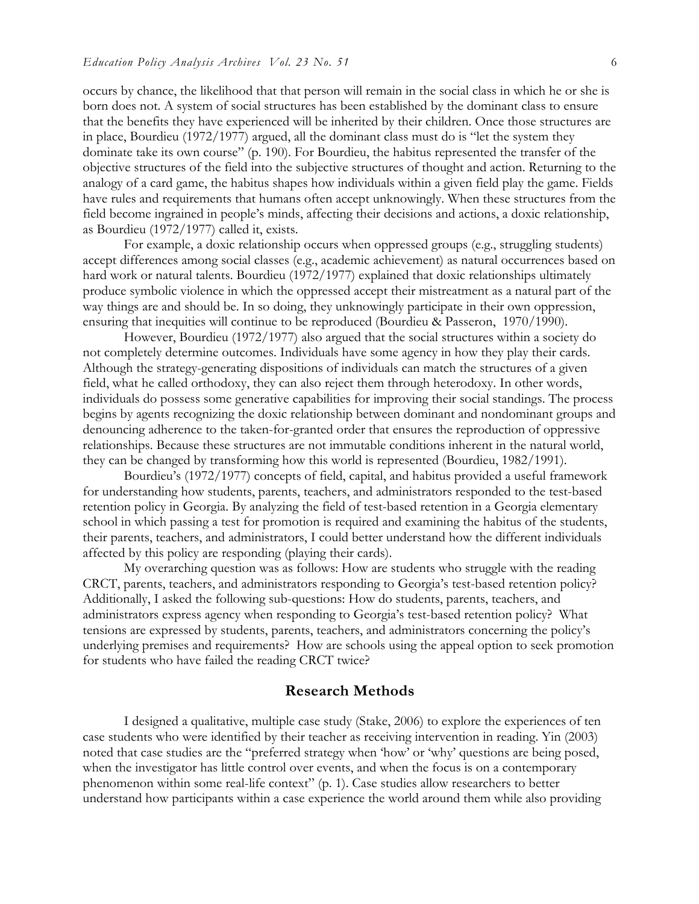occurs by chance, the likelihood that that person will remain in the social class in which he or she is born does not. A system of social structures has been established by the dominant class to ensure that the benefits they have experienced will be inherited by their children. Once those structures are in place, Bourdieu (1972/1977) argued, all the dominant class must do is "let the system they dominate take its own course" (p. 190). For Bourdieu, the habitus represented the transfer of the objective structures of the field into the subjective structures of thought and action. Returning to the analogy of a card game, the habitus shapes how individuals within a given field play the game. Fields have rules and requirements that humans often accept unknowingly. When these structures from the field become ingrained in people's minds, affecting their decisions and actions, a doxic relationship, as Bourdieu (1972/1977) called it, exists.

For example, a doxic relationship occurs when oppressed groups (e.g., struggling students) accept differences among social classes (e.g., academic achievement) as natural occurrences based on hard work or natural talents. Bourdieu (1972/1977) explained that doxic relationships ultimately produce symbolic violence in which the oppressed accept their mistreatment as a natural part of the way things are and should be. In so doing, they unknowingly participate in their own oppression, ensuring that inequities will continue to be reproduced (Bourdieu & Passeron, 1970/1990).

However, Bourdieu (1972/1977) also argued that the social structures within a society do not completely determine outcomes. Individuals have some agency in how they play their cards. Although the strategy-generating dispositions of individuals can match the structures of a given field, what he called orthodoxy, they can also reject them through heterodoxy. In other words, individuals do possess some generative capabilities for improving their social standings. The process begins by agents recognizing the doxic relationship between dominant and nondominant groups and denouncing adherence to the taken-for-granted order that ensures the reproduction of oppressive relationships. Because these structures are not immutable conditions inherent in the natural world, they can be changed by transforming how this world is represented (Bourdieu, 1982/1991).

Bourdieu's (1972/1977) concepts of field, capital, and habitus provided a useful framework for understanding how students, parents, teachers, and administrators responded to the test-based retention policy in Georgia. By analyzing the field of test-based retention in a Georgia elementary school in which passing a test for promotion is required and examining the habitus of the students, their parents, teachers, and administrators, I could better understand how the different individuals affected by this policy are responding (playing their cards).

My overarching question was as follows: How are students who struggle with the reading CRCT, parents, teachers, and administrators responding to Georgia's test-based retention policy? Additionally, I asked the following sub-questions: How do students, parents, teachers, and administrators express agency when responding to Georgia's test-based retention policy? What tensions are expressed by students, parents, teachers, and administrators concerning the policy's underlying premises and requirements? How are schools using the appeal option to seek promotion for students who have failed the reading CRCT twice?

## Research Methods

I designed a qualitative, multiple case study (Stake, 2006) to explore the experiences of ten case students who were identified by their teacher as receiving intervention in reading. Yin (2003) noted that case studies are the "preferred strategy when 'how' or 'why' questions are being posed, when the investigator has little control over events, and when the focus is on a contemporary phenomenon within some real-life context" (p. 1). Case studies allow researchers to better understand how participants within a case experience the world around them while also providing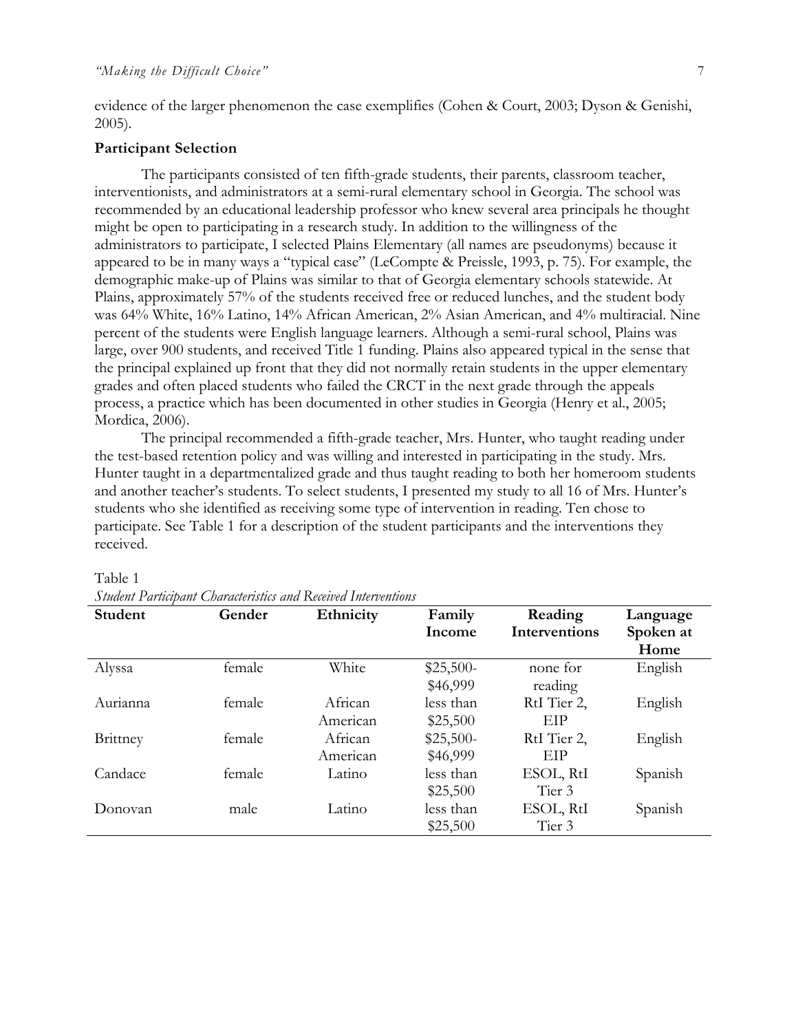evidence of the larger phenomenon the case exemplifies (Cohen & Court, 2003; Dyson & Genishi, 2005).

**Participant Selection**

The participants consisted of ten fifth-grade students, their parents, classroom teacher, interventionists, and administrators at a semi-rural elementary school in Georgia. The school was recommended by an educational leadership professor who knew several area principals he thought might be open to participating in a research study. In addition to the willingness of the administrators to participate, I selected Plains Elementary (all names are pseudonyms) because it appeared to be in many ways a "typical case" (LeCompte & Preissle, 1993, p. 75). For example, the demographic make-up of Plains was similar to that of Georgia elementary schools statewide. At Plains, approximately 57% of the students received free or reduced lunches, and the student body was 64% White, 16% Latino, 14% African American, 2% Asian American, and 4% multiracial. Nine percent of the students were English language learners. Although a semi-rural school, Plains was large, over 900 students, and received Title 1 funding. Plains also appeared typical in the sense that the principal explained up front that they did not normally retain students in the upper elementary grades and often placed students who failed the CRCT in the next grade through the appeals process, a practice which has been documented in other studies in Georgia (Henry et al., 2005; Mordica, 2006).

The principal recommended a fifth-grade teacher, Mrs. Hunter, who taught reading under the test-based retention policy and was willing and interested in participating in the study. Mrs. Hunter taught in a departmentalized grade and thus taught reading to both her homeroom students and another teacher's students. To select students, I presented my study to all 16 of Mrs. Hunter's students who she identified as receiving some type of intervention in reading. Ten chose to participate. See Table 1 for a description of the student participants and the interventions they received.

Table 1
*Student Participant Characteristics and Received Interventions*

| Student | Gender | Ethnicity | Family Income | Reading Interventions | Language Spoken at Home |
|---|---|---|---|---|---|
| Alyssa | female | White | $25,500-$46,999 | none for reading | English |
| Aurianna | female | African American | less than $25,500 | RtI Tier 2, EIP | English |
| Brittney | female | African American | $25,500-$46,999 | RtI Tier 2, EIP | English |
| Candace | female | Latino | less than $25,500 | ESOL, RtI Tier 3 | Spanish |
| Donovan | male | Latino | less than $25,500 | ESOL, RtI Tier 3 | Spanish |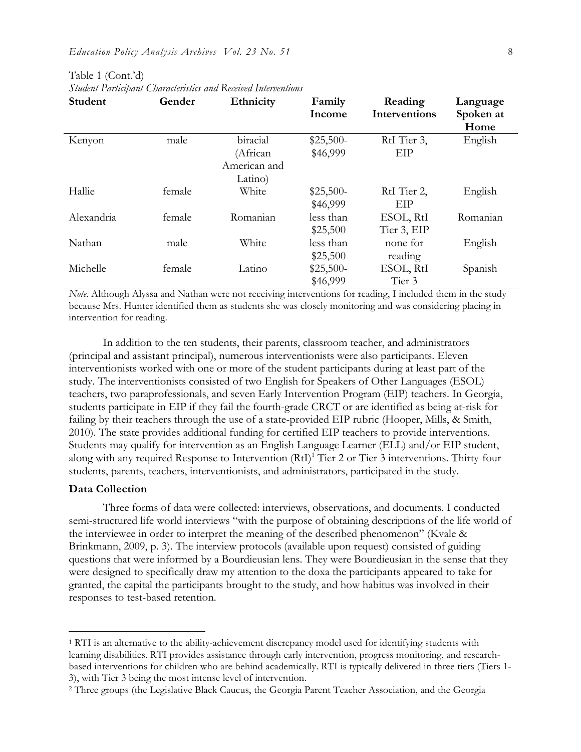Table 1 (Cont.'d)
*Student Participant Characteristics and Received Interventions*

| Student | Gender | Ethnicity | Family Income | Reading Interventions | Language Spoken at Home |
|---|---|---|---|---|---|
| Kenyon | male | biracial (African American and Latino) | $25,500-$46,999 | RtI Tier 3, EIP | English |
| Hallie | female | White | $25,500-$46,999 | RtI Tier 2, EIP | English |
| Alexandria | female | Romanian | less than $25,500 | ESOL, RtI Tier 3, EIP | Romanian |
| Nathan | male | White | less than $25,500 | none for reading | English |
| Michelle | female | Latino | $25,500-$46,999 | ESOL, RtI Tier 3 | Spanish |

*Note.* Although Alyssa and Nathan were not receiving interventions for reading, I included them in the study because Mrs. Hunter identified them as students she was closely monitoring and was considering placing in intervention for reading.

In addition to the ten students, their parents, classroom teacher, and administrators (principal and assistant principal), numerous interventionists were also participants. Eleven interventionists worked with one or more of the student participants during at least part of the study. The interventionists consisted of two English for Speakers of Other Languages (ESOL) teachers, two paraprofessionals, and seven Early Intervention Program (EIP) teachers. In Georgia, students participate in EIP if they fail the fourth-grade CRCT or are identified as being at-risk for failing by their teachers through the use of a state-provided EIP rubric (Hooper, Mills, & Smith, 2010). The state provides additional funding for certified EIP teachers to provide interventions. Students may qualify for intervention as an English Language Learner (ELL) and/or EIP student, along with any required Response to Intervention (RtI)[1] Tier 2 or Tier 3 interventions. Thirty-four students, parents, teachers, interventionists, and administrators, participated in the study.

**Data Collection**

Three forms of data were collected: interviews, observations, and documents. I conducted semi-structured life world interviews "with the purpose of obtaining descriptions of the life world of the interviewee in order to interpret the meaning of the described phenomenon" (Kvale & Brinkmann, 2009, p. 3). The interview protocols (available upon request) consisted of guiding questions that were informed by a Bourdieusian lens. They were Bourdieusian in the sense that they were designed to specifically draw my attention to the doxa the participants appeared to take for granted, the capital the participants brought to the study, and how habitus was involved in their responses to test-based retention.

[1] RTI is an alternative to the ability-achievement discrepancy model used for identifying students with learning disabilities. RTI provides assistance through early intervention, progress monitoring, and research-based interventions for children who are behind academically. RTI is typically delivered in three tiers (Tiers 1-3), with Tier 3 being the most intense level of intervention.

[2] Three groups (the Legislative Black Caucus, the Georgia Parent Teacher Association, and the Georgia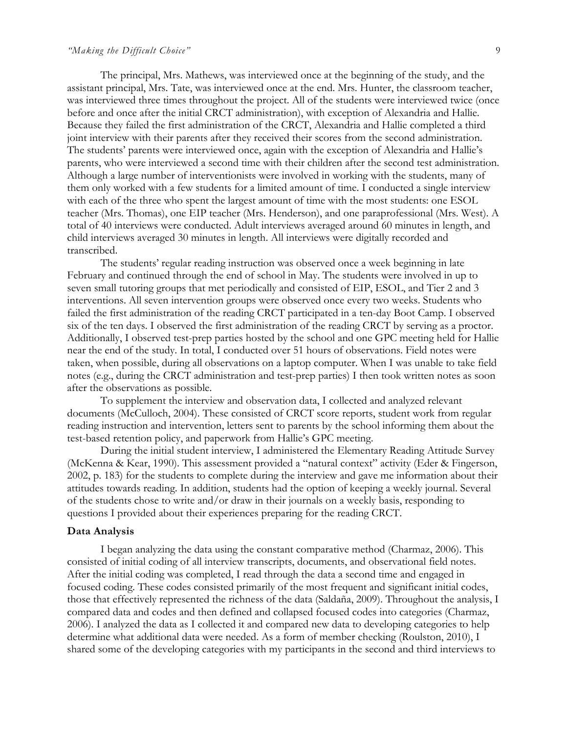The principal, Mrs. Mathews, was interviewed once at the beginning of the study, and the assistant principal, Mrs. Tate, was interviewed once at the end. Mrs. Hunter, the classroom teacher, was interviewed three times throughout the project. All of the students were interviewed twice (once before and once after the initial CRCT administration), with exception of Alexandria and Hallie. Because they failed the first administration of the CRCT, Alexandria and Hallie completed a third joint interview with their parents after they received their scores from the second administration. The students' parents were interviewed once, again with the exception of Alexandria and Hallie's parents, who were interviewed a second time with their children after the second test administration. Although a large number of interventionists were involved in working with the students, many of them only worked with a few students for a limited amount of time. I conducted a single interview with each of the three who spent the largest amount of time with the most students: one ESOL teacher (Mrs. Thomas), one EIP teacher (Mrs. Henderson), and one paraprofessional (Mrs. West). A total of 40 interviews were conducted. Adult interviews averaged around 60 minutes in length, and child interviews averaged 30 minutes in length. All interviews were digitally recorded and transcribed.

The students' regular reading instruction was observed once a week beginning in late February and continued through the end of school in May. The students were involved in up to seven small tutoring groups that met periodically and consisted of EIP, ESOL, and Tier 2 and 3 interventions. All seven intervention groups were observed once every two weeks. Students who failed the first administration of the reading CRCT participated in a ten-day Boot Camp. I observed six of the ten days. I observed the first administration of the reading CRCT by serving as a proctor. Additionally, I observed test-prep parties hosted by the school and one GPC meeting held for Hallie near the end of the study. In total, I conducted over 51 hours of observations. Field notes were taken, when possible, during all observations on a laptop computer. When I was unable to take field notes (e.g., during the CRCT administration and test-prep parties) I then took written notes as soon after the observations as possible.

To supplement the interview and observation data, I collected and analyzed relevant documents (McCulloch, 2004). These consisted of CRCT score reports, student work from regular reading instruction and intervention, letters sent to parents by the school informing them about the test-based retention policy, and paperwork from Hallie's GPC meeting.

During the initial student interview, I administered the Elementary Reading Attitude Survey (McKenna & Kear, 1990). This assessment provided a "natural context" activity (Eder & Fingerson, 2002, p. 183) for the students to complete during the interview and gave me information about their attitudes towards reading. In addition, students had the option of keeping a weekly journal. Several of the students chose to write and/or draw in their journals on a weekly basis, responding to questions I provided about their experiences preparing for the reading CRCT.

### Data Analysis

I began analyzing the data using the constant comparative method (Charmaz, 2006). This consisted of initial coding of all interview transcripts, documents, and observational field notes. After the initial coding was completed, I read through the data a second time and engaged in focused coding. These codes consisted primarily of the most frequent and significant initial codes, those that effectively represented the richness of the data (Saldaña, 2009). Throughout the analysis, I compared data and codes and then defined and collapsed focused codes into categories (Charmaz, 2006). I analyzed the data as I collected it and compared new data to developing categories to help determine what additional data were needed. As a form of member checking (Roulston, 2010), I shared some of the developing categories with my participants in the second and third interviews to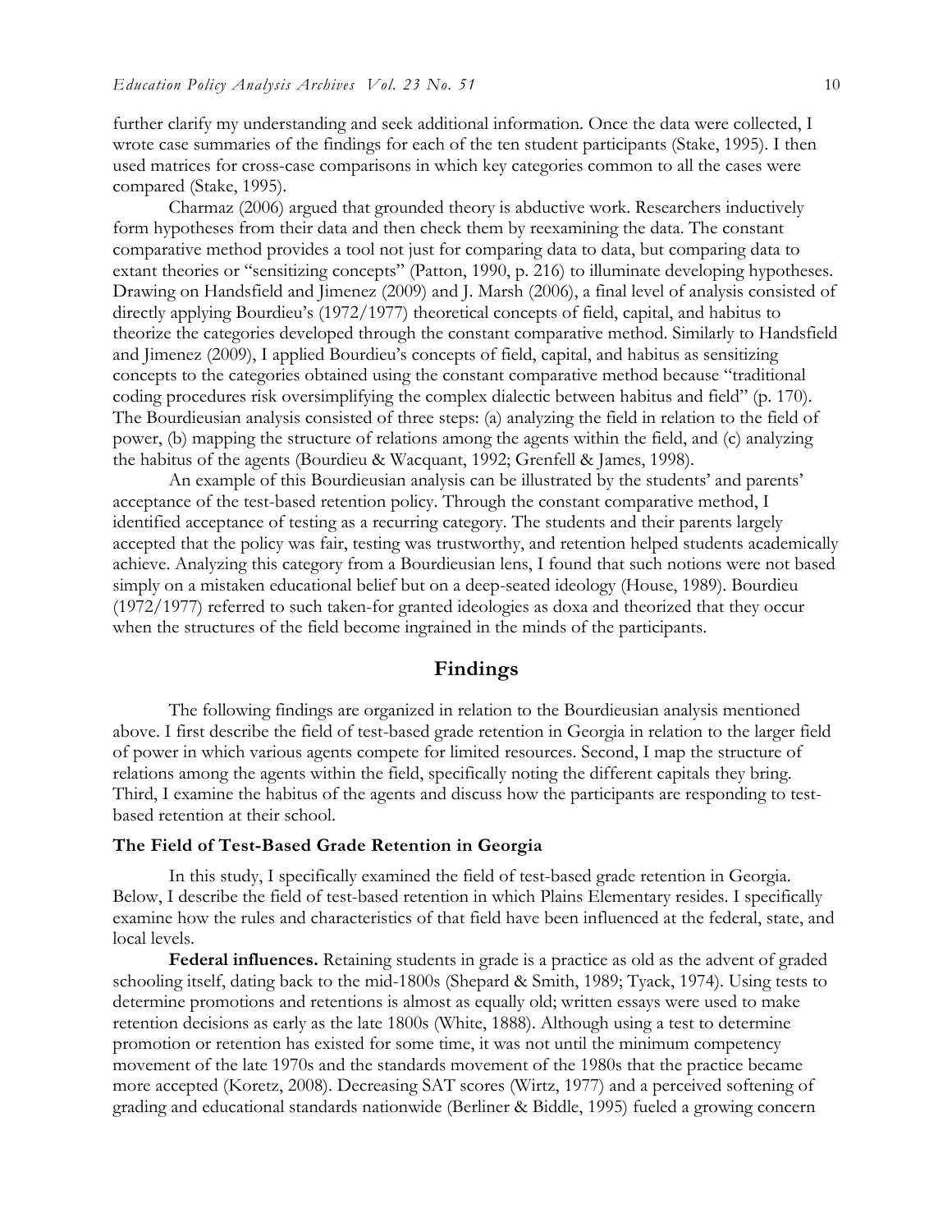further clarify my understanding and seek additional information. Once the data were collected, I wrote case summaries of the findings for each of the ten student participants (Stake, 1995). I then used matrices for cross-case comparisons in which key categories common to all the cases were compared (Stake, 1995).

Charmaz (2006) argued that grounded theory is abductive work. Researchers inductively form hypotheses from their data and then check them by reexamining the data. The constant comparative method provides a tool not just for comparing data to data, but comparing data to extant theories or "sensitizing concepts" (Patton, 1990, p. 216) to illuminate developing hypotheses. Drawing on Handsfield and Jimenez (2009) and J. Marsh (2006), a final level of analysis consisted of directly applying Bourdieu's (1972/1977) theoretical concepts of field, capital, and habitus to theorize the categories developed through the constant comparative method. Similarly to Handsfield and Jimenez (2009), I applied Bourdieu's concepts of field, capital, and habitus as sensitizing concepts to the categories obtained using the constant comparative method because "traditional coding procedures risk oversimplifying the complex dialectic between habitus and field" (p. 170). The Bourdieusian analysis consisted of three steps: (a) analyzing the field in relation to the field of power, (b) mapping the structure of relations among the agents within the field, and (c) analyzing the habitus of the agents (Bourdieu & Wacquant, 1992; Grenfell & James, 1998).

An example of this Bourdieusian analysis can be illustrated by the students' and parents' acceptance of the test-based retention policy. Through the constant comparative method, I identified acceptance of testing as a recurring category. The students and their parents largely accepted that the policy was fair, testing was trustworthy, and retention helped students academically achieve. Analyzing this category from a Bourdieusian lens, I found that such notions were not based simply on a mistaken educational belief but on a deep-seated ideology (House, 1989). Bourdieu (1972/1977) referred to such taken-for granted ideologies as doxa and theorized that they occur when the structures of the field become ingrained in the minds of the participants.

## Findings

The following findings are organized in relation to the Bourdieusian analysis mentioned above. I first describe the field of test-based grade retention in Georgia in relation to the larger field of power in which various agents compete for limited resources. Second, I map the structure of relations among the agents within the field, specifically noting the different capitals they bring. Third, I examine the habitus of the agents and discuss how the participants are responding to test-based retention at their school.

### The Field of Test-Based Grade Retention in Georgia

In this study, I specifically examined the field of test-based grade retention in Georgia. Below, I describe the field of test-based retention in which Plains Elementary resides. I specifically examine how the rules and characteristics of that field have been influenced at the federal, state, and local levels.

**Federal influences.** Retaining students in grade is a practice as old as the advent of graded schooling itself, dating back to the mid-1800s (Shepard & Smith, 1989; Tyack, 1974). Using tests to determine promotions and retentions is almost as equally old; written essays were used to make retention decisions as early as the late 1800s (White, 1888). Although using a test to determine promotion or retention has existed for some time, it was not until the minimum competency movement of the late 1970s and the standards movement of the 1980s that the practice became more accepted (Koretz, 2008). Decreasing SAT scores (Wirtz, 1977) and a perceived softening of grading and educational standards nationwide (Berliner & Biddle, 1995) fueled a growing concern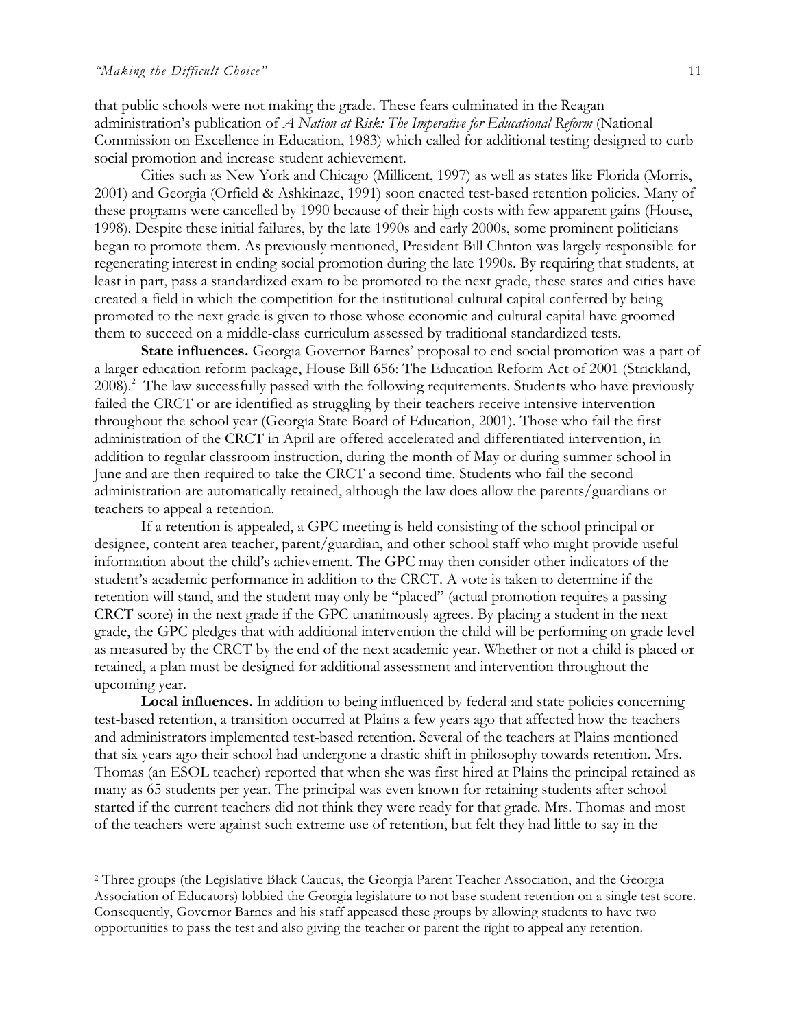that public schools were not making the grade. These fears culminated in the Reagan administration's publication of *A Nation at Risk: The Imperative for Educational Reform* (National Commission on Excellence in Education, 1983) which called for additional testing designed to curb social promotion and increase student achievement.

Cities such as New York and Chicago (Millicent, 1997) as well as states like Florida (Morris, 2001) and Georgia (Orfield & Ashkinaze, 1991) soon enacted test-based retention policies. Many of these programs were cancelled by 1990 because of their high costs with few apparent gains (House, 1998). Despite these initial failures, by the late 1990s and early 2000s, some prominent politicians began to promote them. As previously mentioned, President Bill Clinton was largely responsible for regenerating interest in ending social promotion during the late 1990s. By requiring that students, at least in part, pass a standardized exam to be promoted to the next grade, these states and cities have created a field in which the competition for the institutional cultural capital conferred by being promoted to the next grade is given to those whose economic and cultural capital have groomed them to succeed on a middle-class curriculum assessed by traditional standardized tests.

**State influences.** Georgia Governor Barnes' proposal to end social promotion was a part of a larger education reform package, House Bill 656: The Education Reform Act of 2001 (Strickland, 2008).[2] The law successfully passed with the following requirements. Students who have previously failed the CRCT or are identified as struggling by their teachers receive intensive intervention throughout the school year (Georgia State Board of Education, 2001). Those who fail the first administration of the CRCT in April are offered accelerated and differentiated intervention, in addition to regular classroom instruction, during the month of May or during summer school in June and are then required to take the CRCT a second time. Students who fail the second administration are automatically retained, although the law does allow the parents/guardians or teachers to appeal a retention.

If a retention is appealed, a GPC meeting is held consisting of the school principal or designee, content area teacher, parent/guardian, and other school staff who might provide useful information about the child's achievement. The GPC may then consider other indicators of the student's academic performance in addition to the CRCT. A vote is taken to determine if the retention will stand, and the student may only be "placed" (actual promotion requires a passing CRCT score) in the next grade if the GPC unanimously agrees. By placing a student in the next grade, the GPC pledges that with additional intervention the child will be performing on grade level as measured by the CRCT by the end of the next academic year. Whether or not a child is placed or retained, a plan must be designed for additional assessment and intervention throughout the upcoming year.

**Local influences.** In addition to being influenced by federal and state policies concerning test-based retention, a transition occurred at Plains a few years ago that affected how the teachers and administrators implemented test-based retention. Several of the teachers at Plains mentioned that six years ago their school had undergone a drastic shift in philosophy towards retention. Mrs. Thomas (an ESOL teacher) reported that when she was first hired at Plains the principal retained as many as 65 students per year. The principal was even known for retaining students after school started if the current teachers did not think they were ready for that grade. Mrs. Thomas and most of the teachers were against such extreme use of retention, but felt they had little to say in the

[2] Three groups (the Legislative Black Caucus, the Georgia Parent Teacher Association, and the Georgia Association of Educators) lobbied the Georgia legislature to not base student retention on a single test score. Consequently, Governor Barnes and his staff appeased these groups by allowing students to have two opportunities to pass the test and also giving the teacher or parent the right to appeal any retention.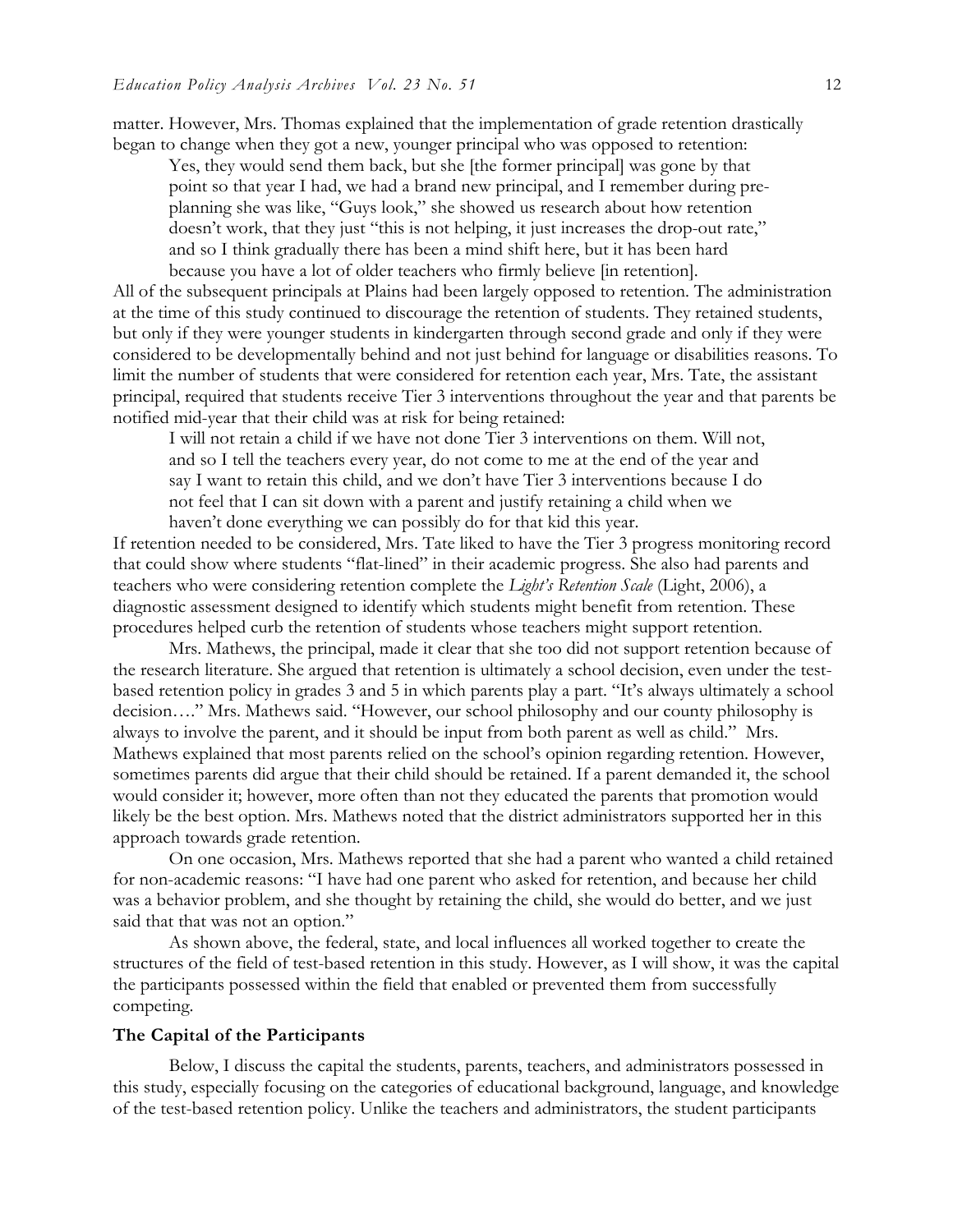matter. However, Mrs. Thomas explained that the implementation of grade retention drastically began to change when they got a new, younger principal who was opposed to retention:

> Yes, they would send them back, but she [the former principal] was gone by that point so that year I had, we had a brand new principal, and I remember during pre-planning she was like, "Guys look," she showed us research about how retention doesn't work, that they just "this is not helping, it just increases the drop-out rate," and so I think gradually there has been a mind shift here, but it has been hard because you have a lot of older teachers who firmly believe [in retention].

All of the subsequent principals at Plains had been largely opposed to retention. The administration at the time of this study continued to discourage the retention of students. They retained students, but only if they were younger students in kindergarten through second grade and only if they were considered to be developmentally behind and not just behind for language or disabilities reasons. To limit the number of students that were considered for retention each year, Mrs. Tate, the assistant principal, required that students receive Tier 3 interventions throughout the year and that parents be notified mid-year that their child was at risk for being retained:

> I will not retain a child if we have not done Tier 3 interventions on them. Will not, and so I tell the teachers every year, do not come to me at the end of the year and say I want to retain this child, and we don't have Tier 3 interventions because I do not feel that I can sit down with a parent and justify retaining a child when we haven't done everything we can possibly do for that kid this year.

If retention needed to be considered, Mrs. Tate liked to have the Tier 3 progress monitoring record that could show where students "flat-lined" in their academic progress. She also had parents and teachers who were considering retention complete the *Light's Retention Scale* (Light, 2006), a diagnostic assessment designed to identify which students might benefit from retention. These procedures helped curb the retention of students whose teachers might support retention.

Mrs. Mathews, the principal, made it clear that she too did not support retention because of the research literature. She argued that retention is ultimately a school decision, even under the test-based retention policy in grades 3 and 5 in which parents play a part. "It's always ultimately a school decision…." Mrs. Mathews said. "However, our school philosophy and our county philosophy is always to involve the parent, and it should be input from both parent as well as child." Mrs. Mathews explained that most parents relied on the school's opinion regarding retention. However, sometimes parents did argue that their child should be retained. If a parent demanded it, the school would consider it; however, more often than not they educated the parents that promotion would likely be the best option. Mrs. Mathews noted that the district administrators supported her in this approach towards grade retention.

On one occasion, Mrs. Mathews reported that she had a parent who wanted a child retained for non-academic reasons: "I have had one parent who asked for retention, and because her child was a behavior problem, and she thought by retaining the child, she would do better, and we just said that that was not an option."

As shown above, the federal, state, and local influences all worked together to create the structures of the field of test-based retention in this study. However, as I will show, it was the capital the participants possessed within the field that enabled or prevented them from successfully competing.

### The Capital of the Participants

Below, I discuss the capital the students, parents, teachers, and administrators possessed in this study, especially focusing on the categories of educational background, language, and knowledge of the test-based retention policy. Unlike the teachers and administrators, the student participants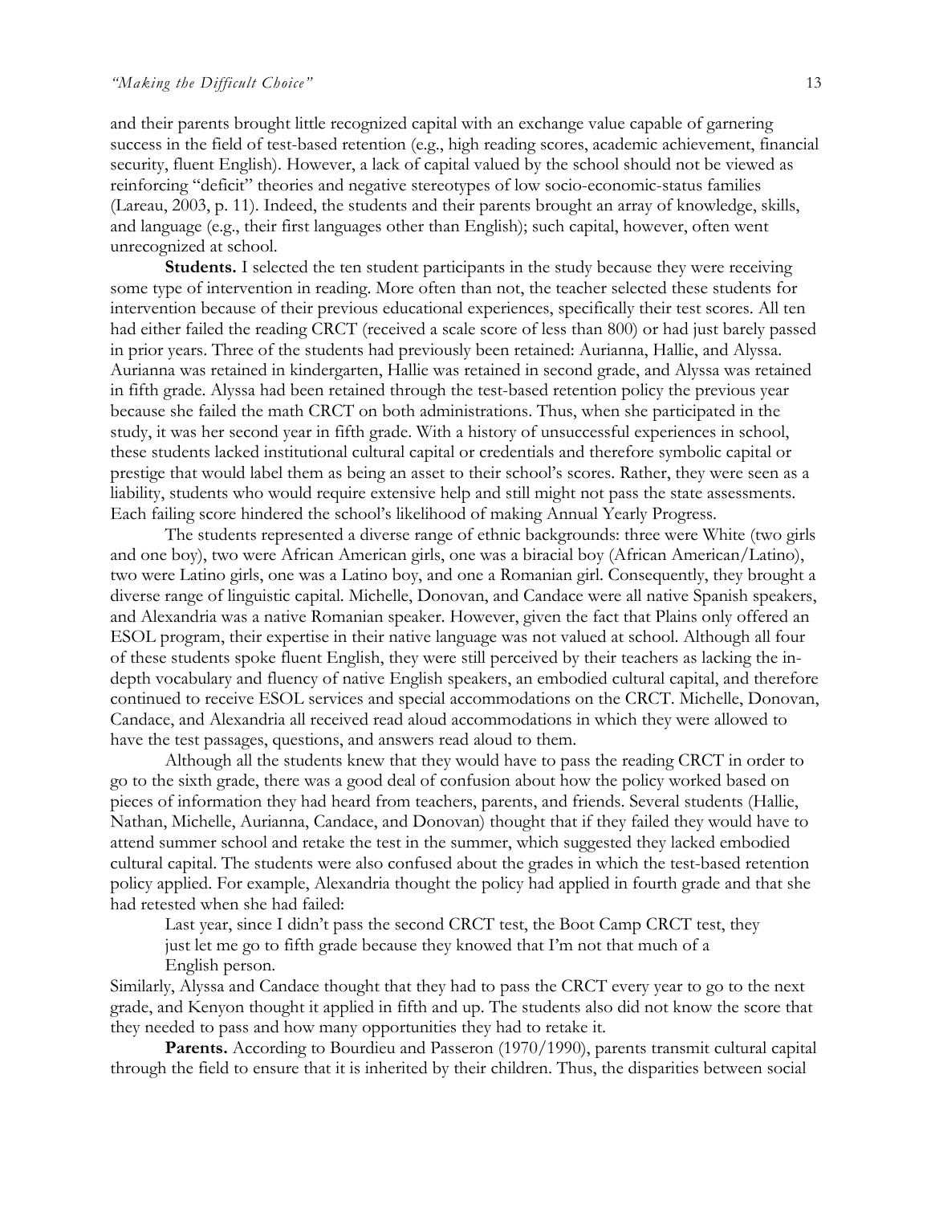and their parents brought little recognized capital with an exchange value capable of garnering success in the field of test-based retention (e.g., high reading scores, academic achievement, financial security, fluent English). However, a lack of capital valued by the school should not be viewed as reinforcing "deficit" theories and negative stereotypes of low socio-economic-status families (Lareau, 2003, p. 11). Indeed, the students and their parents brought an array of knowledge, skills, and language (e.g., their first languages other than English); such capital, however, often went unrecognized at school.

**Students.** I selected the ten student participants in the study because they were receiving some type of intervention in reading. More often than not, the teacher selected these students for intervention because of their previous educational experiences, specifically their test scores. All ten had either failed the reading CRCT (received a scale score of less than 800) or had just barely passed in prior years. Three of the students had previously been retained: Aurianna, Hallie, and Alyssa. Aurianna was retained in kindergarten, Hallie was retained in second grade, and Alyssa was retained in fifth grade. Alyssa had been retained through the test-based retention policy the previous year because she failed the math CRCT on both administrations. Thus, when she participated in the study, it was her second year in fifth grade. With a history of unsuccessful experiences in school, these students lacked institutional cultural capital or credentials and therefore symbolic capital or prestige that would label them as being an asset to their school's scores. Rather, they were seen as a liability, students who would require extensive help and still might not pass the state assessments. Each failing score hindered the school's likelihood of making Annual Yearly Progress.

The students represented a diverse range of ethnic backgrounds: three were White (two girls and one boy), two were African American girls, one was a biracial boy (African American/Latino), two were Latino girls, one was a Latino boy, and one a Romanian girl. Consequently, they brought a diverse range of linguistic capital. Michelle, Donovan, and Candace were all native Spanish speakers, and Alexandria was a native Romanian speaker. However, given the fact that Plains only offered an ESOL program, their expertise in their native language was not valued at school. Although all four of these students spoke fluent English, they were still perceived by their teachers as lacking the in-depth vocabulary and fluency of native English speakers, an embodied cultural capital, and therefore continued to receive ESOL services and special accommodations on the CRCT. Michelle, Donovan, Candace, and Alexandria all received read aloud accommodations in which they were allowed to have the test passages, questions, and answers read aloud to them.

Although all the students knew that they would have to pass the reading CRCT in order to go to the sixth grade, there was a good deal of confusion about how the policy worked based on pieces of information they had heard from teachers, parents, and friends. Several students (Hallie, Nathan, Michelle, Aurianna, Candace, and Donovan) thought that if they failed they would have to attend summer school and retake the test in the summer, which suggested they lacked embodied cultural capital. The students were also confused about the grades in which the test-based retention policy applied. For example, Alexandria thought the policy had applied in fourth grade and that she had retested when she had failed:

> Last year, since I didn't pass the second CRCT test, the Boot Camp CRCT test, they just let me go to fifth grade because they knowed that I'm not that much of a English person.

Similarly, Alyssa and Candace thought that they had to pass the CRCT every year to go to the next grade, and Kenyon thought it applied in fifth and up. The students also did not know the score that they needed to pass and how many opportunities they had to retake it.

**Parents.** According to Bourdieu and Passeron (1970/1990), parents transmit cultural capital through the field to ensure that it is inherited by their children. Thus, the disparities between social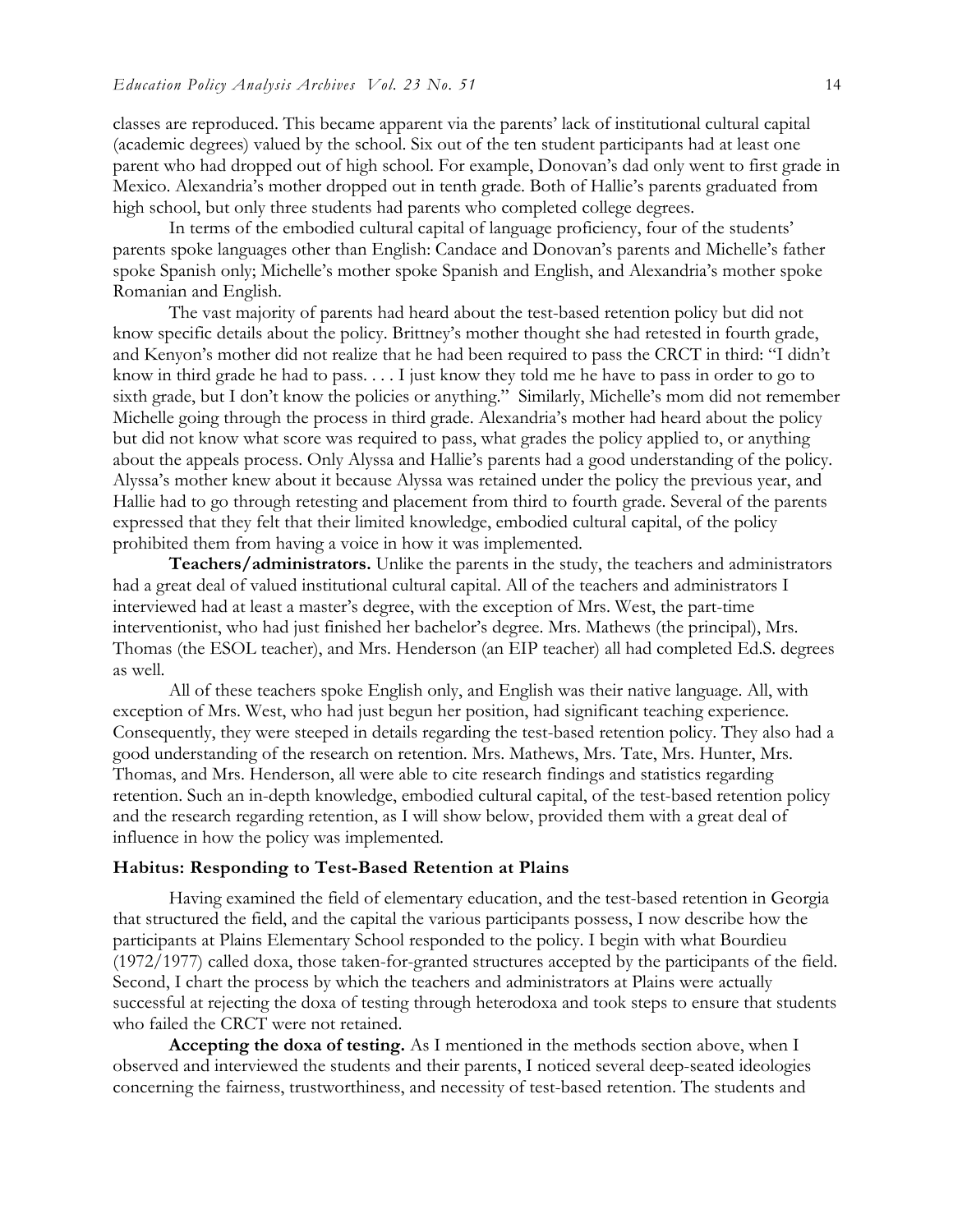classes are reproduced. This became apparent via the parents' lack of institutional cultural capital (academic degrees) valued by the school. Six out of the ten student participants had at least one parent who had dropped out of high school. For example, Donovan's dad only went to first grade in Mexico. Alexandria's mother dropped out in tenth grade. Both of Hallie's parents graduated from high school, but only three students had parents who completed college degrees.

In terms of the embodied cultural capital of language proficiency, four of the students' parents spoke languages other than English: Candace and Donovan's parents and Michelle's father spoke Spanish only; Michelle's mother spoke Spanish and English, and Alexandria's mother spoke Romanian and English.

The vast majority of parents had heard about the test-based retention policy but did not know specific details about the policy. Brittney's mother thought she had retested in fourth grade, and Kenyon's mother did not realize that he had been required to pass the CRCT in third: "I didn't know in third grade he had to pass. . . . I just know they told me he have to pass in order to go to sixth grade, but I don't know the policies or anything." Similarly, Michelle's mom did not remember Michelle going through the process in third grade. Alexandria's mother had heard about the policy but did not know what score was required to pass, what grades the policy applied to, or anything about the appeals process. Only Alyssa and Hallie's parents had a good understanding of the policy. Alyssa's mother knew about it because Alyssa was retained under the policy the previous year, and Hallie had to go through retesting and placement from third to fourth grade. Several of the parents expressed that they felt that their limited knowledge, embodied cultural capital, of the policy prohibited them from having a voice in how it was implemented.

**Teachers/administrators.** Unlike the parents in the study, the teachers and administrators had a great deal of valued institutional cultural capital. All of the teachers and administrators I interviewed had at least a master's degree, with the exception of Mrs. West, the part-time interventionist, who had just finished her bachelor's degree. Mrs. Mathews (the principal), Mrs. Thomas (the ESOL teacher), and Mrs. Henderson (an EIP teacher) all had completed Ed.S. degrees as well.

All of these teachers spoke English only, and English was their native language. All, with exception of Mrs. West, who had just begun her position, had significant teaching experience. Consequently, they were steeped in details regarding the test-based retention policy. They also had a good understanding of the research on retention. Mrs. Mathews, Mrs. Tate, Mrs. Hunter, Mrs. Thomas, and Mrs. Henderson, all were able to cite research findings and statistics regarding retention. Such an in-depth knowledge, embodied cultural capital, of the test-based retention policy and the research regarding retention, as I will show below, provided them with a great deal of influence in how the policy was implemented.

### Habitus: Responding to Test-Based Retention at Plains

Having examined the field of elementary education, and the test-based retention in Georgia that structured the field, and the capital the various participants possess, I now describe how the participants at Plains Elementary School responded to the policy. I begin with what Bourdieu (1972/1977) called doxa, those taken-for-granted structures accepted by the participants of the field. Second, I chart the process by which the teachers and administrators at Plains were actually successful at rejecting the doxa of testing through heterodoxa and took steps to ensure that students who failed the CRCT were not retained.

**Accepting the doxa of testing.** As I mentioned in the methods section above, when I observed and interviewed the students and their parents, I noticed several deep-seated ideologies concerning the fairness, trustworthiness, and necessity of test-based retention. The students and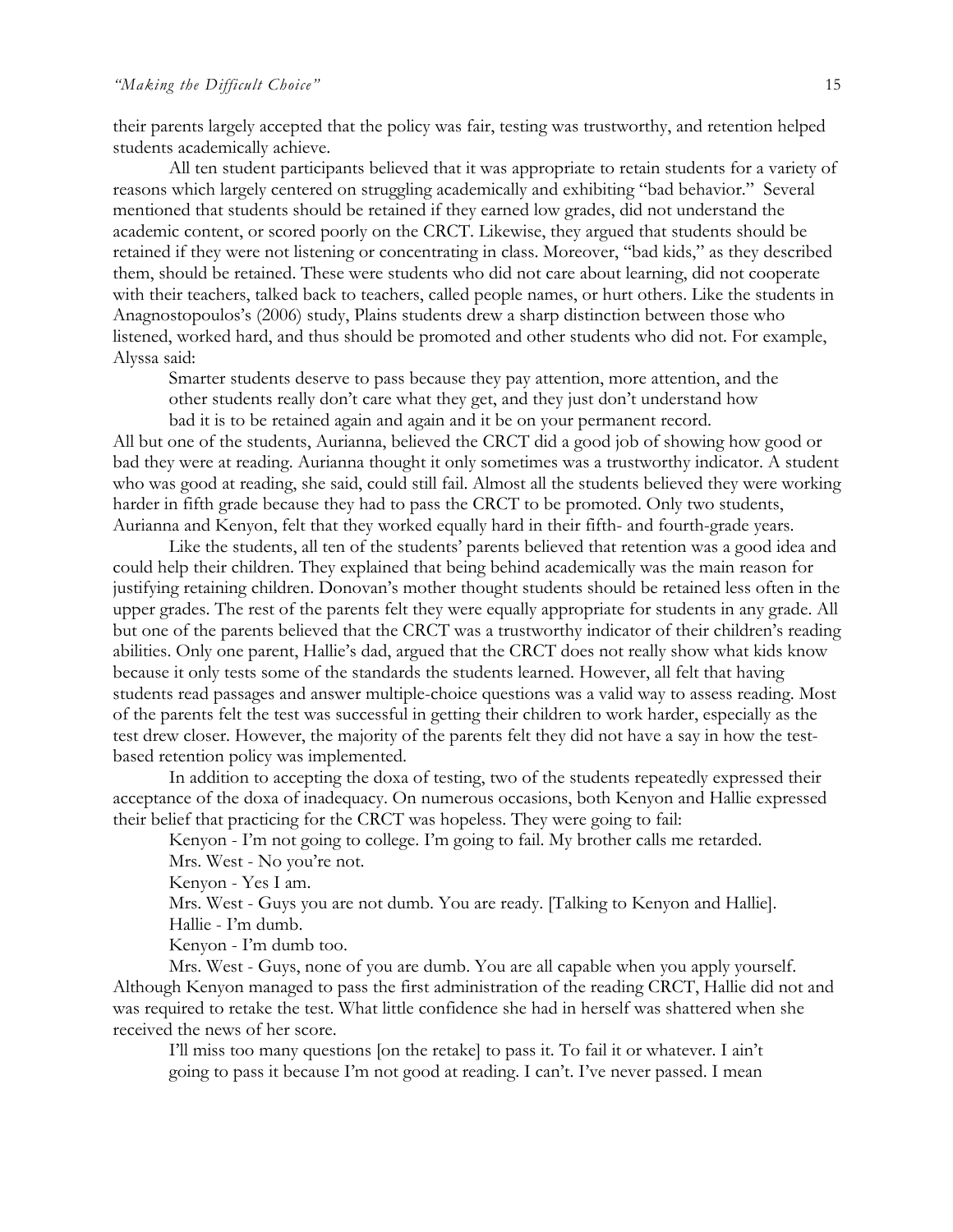their parents largely accepted that the policy was fair, testing was trustworthy, and retention helped students academically achieve.

All ten student participants believed that it was appropriate to retain students for a variety of reasons which largely centered on struggling academically and exhibiting "bad behavior." Several mentioned that students should be retained if they earned low grades, did not understand the academic content, or scored poorly on the CRCT. Likewise, they argued that students should be retained if they were not listening or concentrating in class. Moreover, "bad kids," as they described them, should be retained. These were students who did not care about learning, did not cooperate with their teachers, talked back to teachers, called people names, or hurt others. Like the students in Anagnostopoulos's (2006) study, Plains students drew a sharp distinction between those who listened, worked hard, and thus should be promoted and other students who did not. For example, Alyssa said:

> Smarter students deserve to pass because they pay attention, more attention, and the other students really don't care what they get, and they just don't understand how bad it is to be retained again and again and it be on your permanent record.

All but one of the students, Aurianna, believed the CRCT did a good job of showing how good or bad they were at reading. Aurianna thought it only sometimes was a trustworthy indicator. A student who was good at reading, she said, could still fail. Almost all the students believed they were working harder in fifth grade because they had to pass the CRCT to be promoted. Only two students, Aurianna and Kenyon, felt that they worked equally hard in their fifth- and fourth-grade years.

Like the students, all ten of the students' parents believed that retention was a good idea and could help their children. They explained that being behind academically was the main reason for justifying retaining children. Donovan's mother thought students should be retained less often in the upper grades. The rest of the parents felt they were equally appropriate for students in any grade. All but one of the parents believed that the CRCT was a trustworthy indicator of their children's reading abilities. Only one parent, Hallie's dad, argued that the CRCT does not really show what kids know because it only tests some of the standards the students learned. However, all felt that having students read passages and answer multiple-choice questions was a valid way to assess reading. Most of the parents felt the test was successful in getting their children to work harder, especially as the test drew closer. However, the majority of the parents felt they did not have a say in how the test-based retention policy was implemented.

In addition to accepting the doxa of testing, two of the students repeatedly expressed their acceptance of the doxa of inadequacy. On numerous occasions, both Kenyon and Hallie expressed their belief that practicing for the CRCT was hopeless. They were going to fail:

> Kenyon - I'm not going to college. I'm going to fail. My brother calls me retarded.
>
> Mrs. West - No you're not.
>
> Kenyon - Yes I am.
>
> Mrs. West - Guys you are not dumb. You are ready. [Talking to Kenyon and Hallie].
>
> Hallie - I'm dumb.
>
> Kenyon - I'm dumb too.
>
> Mrs. West - Guys, none of you are dumb. You are all capable when you apply yourself.

Although Kenyon managed to pass the first administration of the reading CRCT, Hallie did not and was required to retake the test. What little confidence she had in herself was shattered when she received the news of her score.

> I'll miss too many questions [on the retake] to pass it. To fail it or whatever. I ain't going to pass it because I'm not good at reading. I can't. I've never passed. I mean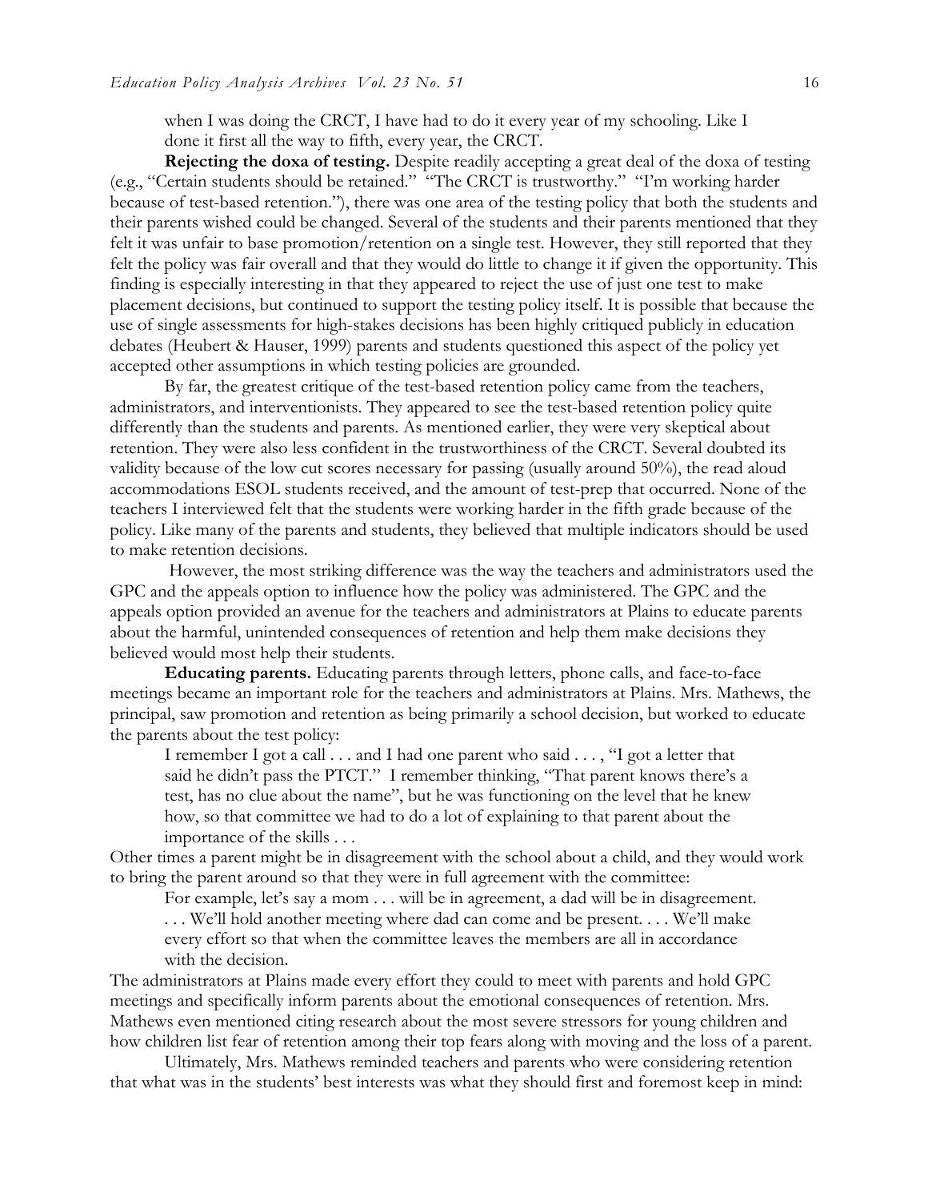> when I was doing the CRCT, I have had to do it every year of my schooling. Like I done it first all the way to fifth, every year, the CRCT.

**Rejecting the doxa of testing.** Despite readily accepting a great deal of the doxa of testing (e.g., "Certain students should be retained." "The CRCT is trustworthy." "I'm working harder because of test-based retention."), there was one area of the testing policy that both the students and their parents wished could be changed. Several of the students and their parents mentioned that they felt it was unfair to base promotion/retention on a single test. However, they still reported that they felt the policy was fair overall and that they would do little to change it if given the opportunity. This finding is especially interesting in that they appeared to reject the use of just one test to make placement decisions, but continued to support the testing policy itself. It is possible that because the use of single assessments for high-stakes decisions has been highly critiqued publicly in education debates (Heubert & Hauser, 1999) parents and students questioned this aspect of the policy yet accepted other assumptions in which testing policies are grounded.

By far, the greatest critique of the test-based retention policy came from the teachers, administrators, and interventionists. They appeared to see the test-based retention policy quite differently than the students and parents. As mentioned earlier, they were very skeptical about retention. They were also less confident in the trustworthiness of the CRCT. Several doubted its validity because of the low cut scores necessary for passing (usually around 50%), the read aloud accommodations ESOL students received, and the amount of test-prep that occurred. None of the teachers I interviewed felt that the students were working harder in the fifth grade because of the policy. Like many of the parents and students, they believed that multiple indicators should be used to make retention decisions.

However, the most striking difference was the way the teachers and administrators used the GPC and the appeals option to influence how the policy was administered. The GPC and the appeals option provided an avenue for the teachers and administrators at Plains to educate parents about the harmful, unintended consequences of retention and help them make decisions they believed would most help their students.

**Educating parents.** Educating parents through letters, phone calls, and face-to-face meetings became an important role for the teachers and administrators at Plains. Mrs. Mathews, the principal, saw promotion and retention as being primarily a school decision, but worked to educate the parents about the test policy:

> I remember I got a call . . . and I had one parent who said . . . , "I got a letter that said he didn't pass the PTCT." I remember thinking, "That parent knows there's a test, has no clue about the name", but he was functioning on the level that he knew how, so that committee we had to do a lot of explaining to that parent about the importance of the skills . . .

Other times a parent might be in disagreement with the school about a child, and they would work to bring the parent around so that they were in full agreement with the committee:

> For example, let's say a mom . . . will be in agreement, a dad will be in disagreement. . . . We'll hold another meeting where dad can come and be present. . . . We'll make every effort so that when the committee leaves the members are all in accordance with the decision.

The administrators at Plains made every effort they could to meet with parents and hold GPC meetings and specifically inform parents about the emotional consequences of retention. Mrs. Mathews even mentioned citing research about the most severe stressors for young children and how children list fear of retention among their top fears along with moving and the loss of a parent.

Ultimately, Mrs. Mathews reminded teachers and parents who were considering retention that what was in the students' best interests was what they should first and foremost keep in mind: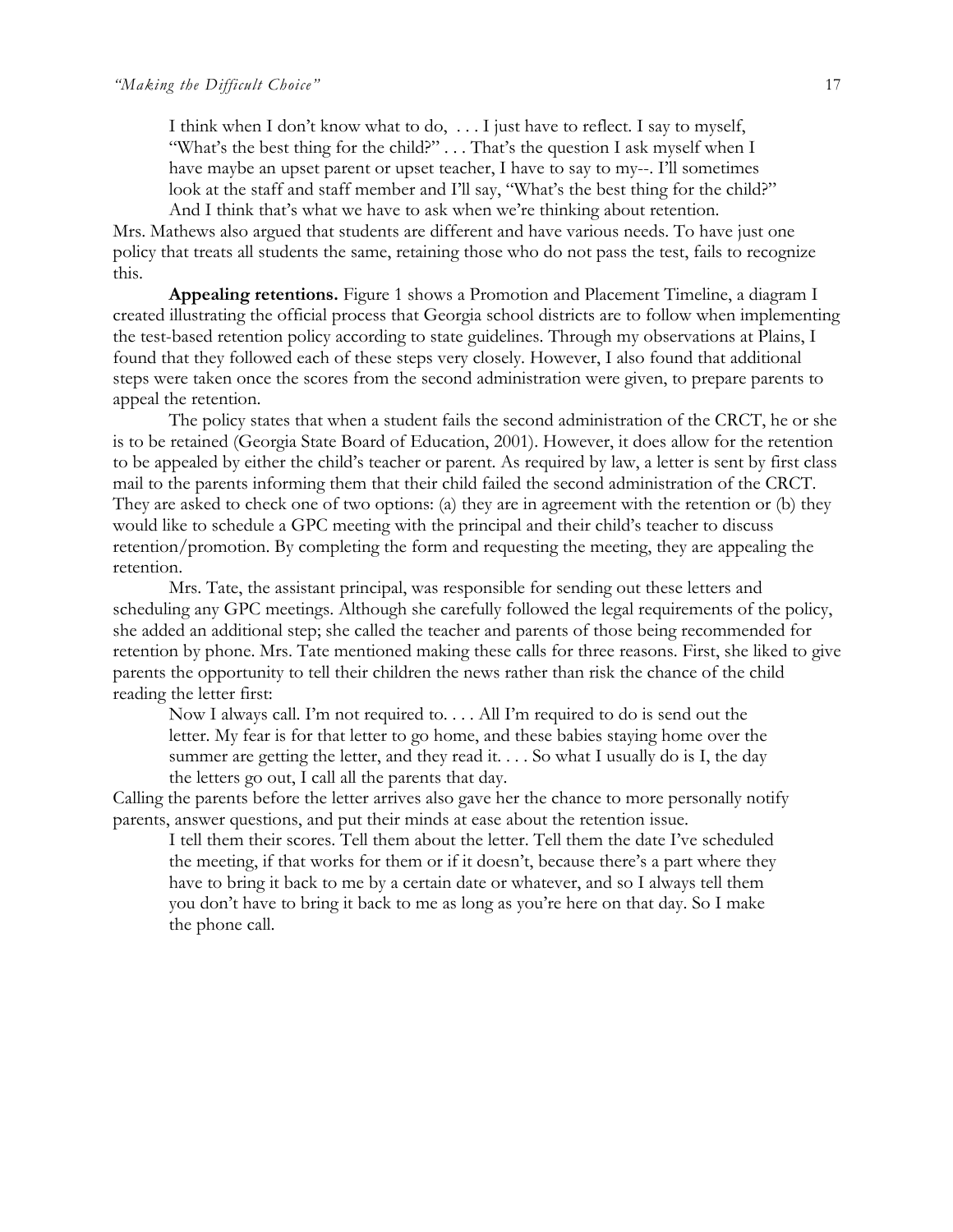> I think when I don't know what to do, . . . I just have to reflect. I say to myself, "What's the best thing for the child?" . . . That's the question I ask myself when I have maybe an upset parent or upset teacher, I have to say to my--. I'll sometimes look at the staff and staff member and I'll say, "What's the best thing for the child?" And I think that's what we have to ask when we're thinking about retention.

Mrs. Mathews also argued that students are different and have various needs. To have just one policy that treats all students the same, retaining those who do not pass the test, fails to recognize this.

**Appealing retentions.** Figure 1 shows a Promotion and Placement Timeline, a diagram I created illustrating the official process that Georgia school districts are to follow when implementing the test-based retention policy according to state guidelines. Through my observations at Plains, I found that they followed each of these steps very closely. However, I also found that additional steps were taken once the scores from the second administration were given, to prepare parents to appeal the retention.

The policy states that when a student fails the second administration of the CRCT, he or she is to be retained (Georgia State Board of Education, 2001). However, it does allow for the retention to be appealed by either the child's teacher or parent. As required by law, a letter is sent by first class mail to the parents informing them that their child failed the second administration of the CRCT. They are asked to check one of two options: (a) they are in agreement with the retention or (b) they would like to schedule a GPC meeting with the principal and their child's teacher to discuss retention/promotion. By completing the form and requesting the meeting, they are appealing the retention.

Mrs. Tate, the assistant principal, was responsible for sending out these letters and scheduling any GPC meetings. Although she carefully followed the legal requirements of the policy, she added an additional step; she called the teacher and parents of those being recommended for retention by phone. Mrs. Tate mentioned making these calls for three reasons. First, she liked to give parents the opportunity to tell their children the news rather than risk the chance of the child reading the letter first:

> Now I always call. I'm not required to. . . . All I'm required to do is send out the letter. My fear is for that letter to go home, and these babies staying home over the summer are getting the letter, and they read it. . . . So what I usually do is I, the day the letters go out, I call all the parents that day.

Calling the parents before the letter arrives also gave her the chance to more personally notify parents, answer questions, and put their minds at ease about the retention issue.

> I tell them their scores. Tell them about the letter. Tell them the date I've scheduled the meeting, if that works for them or if it doesn't, because there's a part where they have to bring it back to me by a certain date or whatever, and so I always tell them you don't have to bring it back to me as long as you're here on that day. So I make the phone call.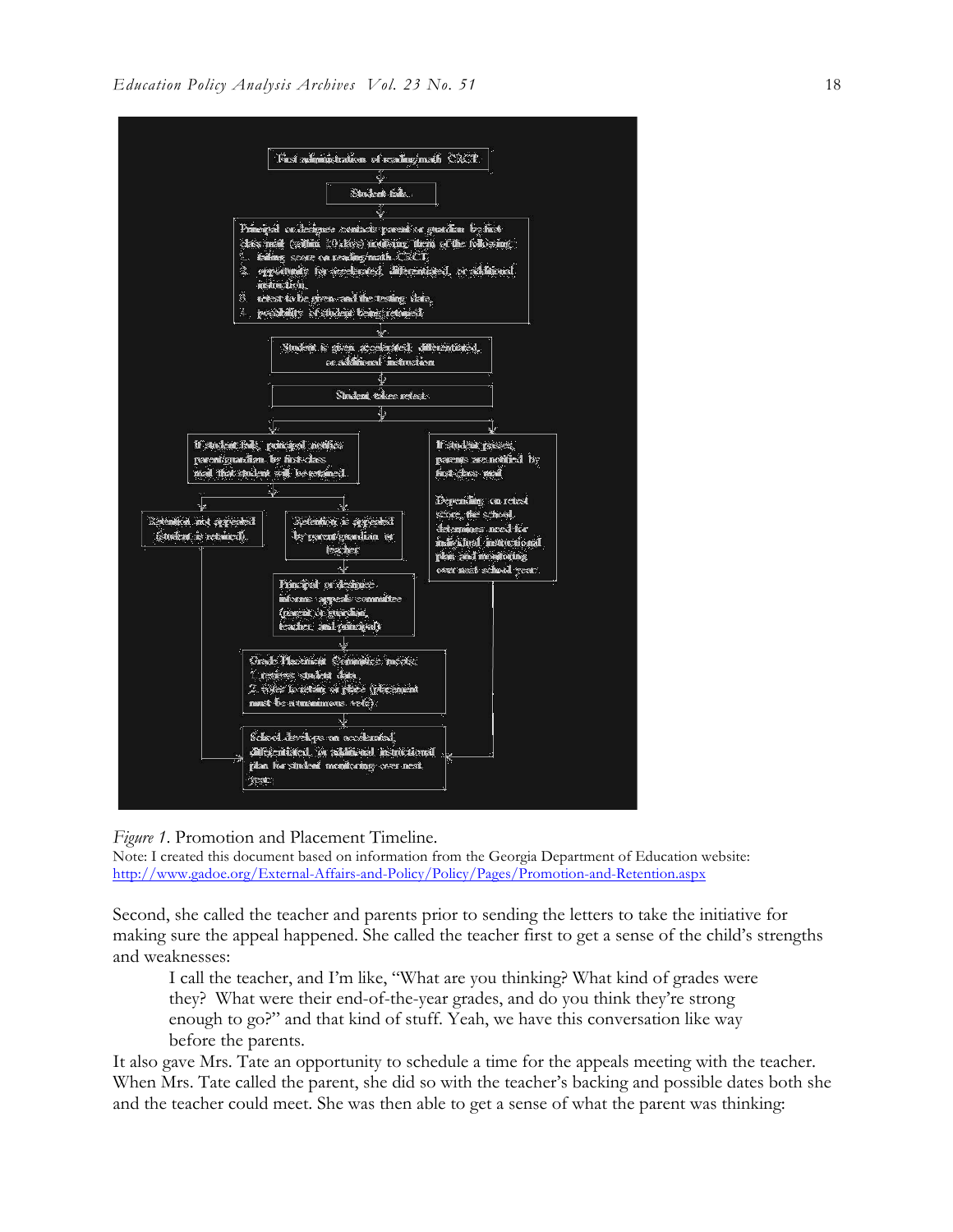First administration of reading/math CRCT

↓

Student fails

↓

Principal or designee contacts parent or guardian by first class mail (within 10 days) notifying them of the following:
1. failing score on reading/math CRCT,
2. opportunity for accelerated, differentiated, or additional instruction,
3. retest to be given and the testing date,
4. possibility of student being retained.

↓

Student is given accelerated, differentiated, or additional instruction

↓

Student takes retest

↓

If student fails, principal notifies parent/guardian by first-class mail that student will be retained.

- Retention not appealed (student is retained).
- Retention is appealed by parent/guardian or teacher
  - ↓ Principal or designee informs appeals committee (parent or guardian, teacher, and principal)
  - ↓ Grade Placement Committee meets: 1. reviews student data, 2. votes to retain or place (placement must be a unanimous vote).

If student passes, parents are notified by first-class mail. Depending on retest score, the school determines need for individual instructional plan and monitoring over next school year.

↓

School develops an accelerated, differentiated, or additional instructional plan for student monitoring over next year.

*Figure 1*. Promotion and Placement Timeline.
Note: I created this document based on information from the Georgia Department of Education website: http://www.gadoe.org/External-Affairs-and-Policy/Policy/Pages/Promotion-and-Retention.aspx

Second, she called the teacher and parents prior to sending the letters to take the initiative for making sure the appeal happened. She called the teacher first to get a sense of the child's strengths and weaknesses:

> I call the teacher, and I'm like, "What are you thinking? What kind of grades were they? What were their end-of-the-year grades, and do you think they're strong enough to go?" and that kind of stuff. Yeah, we have this conversation like way before the parents.

It also gave Mrs. Tate an opportunity to schedule a time for the appeals meeting with the teacher. When Mrs. Tate called the parent, she did so with the teacher's backing and possible dates both she and the teacher could meet. She was then able to get a sense of what the parent was thinking: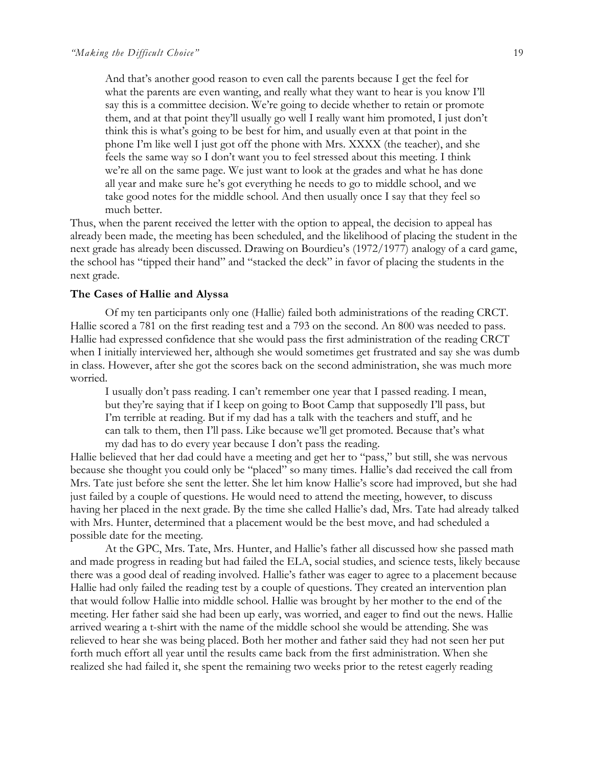> And that's another good reason to even call the parents because I get the feel for what the parents are even wanting, and really what they want to hear is you know I'll say this is a committee decision. We're going to decide whether to retain or promote them, and at that point they'll usually go well I really want him promoted, I just don't think this is what's going to be best for him, and usually even at that point in the phone I'm like well I just got off the phone with Mrs. XXXX (the teacher), and she feels the same way so I don't want you to feel stressed about this meeting. I think we're all on the same page. We just want to look at the grades and what he has done all year and make sure he's got everything he needs to go to middle school, and we take good notes for the middle school. And then usually once I say that they feel so much better.

Thus, when the parent received the letter with the option to appeal, the decision to appeal has already been made, the meeting has been scheduled, and the likelihood of placing the student in the next grade has already been discussed. Drawing on Bourdieu's (1972/1977) analogy of a card game, the school has "tipped their hand" and "stacked the deck" in favor of placing the students in the next grade.

### The Cases of Hallie and Alyssa

Of my ten participants only one (Hallie) failed both administrations of the reading CRCT. Hallie scored a 781 on the first reading test and a 793 on the second. An 800 was needed to pass. Hallie had expressed confidence that she would pass the first administration of the reading CRCT when I initially interviewed her, although she would sometimes get frustrated and say she was dumb in class. However, after she got the scores back on the second administration, she was much more worried.

> I usually don't pass reading. I can't remember one year that I passed reading. I mean, but they're saying that if I keep on going to Boot Camp that supposedly I'll pass, but I'm terrible at reading. But if my dad has a talk with the teachers and stuff, and he can talk to them, then I'll pass. Like because we'll get promoted. Because that's what my dad has to do every year because I don't pass the reading.

Hallie believed that her dad could have a meeting and get her to "pass," but still, she was nervous because she thought you could only be "placed" so many times. Hallie's dad received the call from Mrs. Tate just before she sent the letter. She let him know Hallie's score had improved, but she had just failed by a couple of questions. He would need to attend the meeting, however, to discuss having her placed in the next grade. By the time she called Hallie's dad, Mrs. Tate had already talked with Mrs. Hunter, determined that a placement would be the best move, and had scheduled a possible date for the meeting.

At the GPC, Mrs. Tate, Mrs. Hunter, and Hallie's father all discussed how she passed math and made progress in reading but had failed the ELA, social studies, and science tests, likely because there was a good deal of reading involved. Hallie's father was eager to agree to a placement because Hallie had only failed the reading test by a couple of questions. They created an intervention plan that would follow Hallie into middle school. Hallie was brought by her mother to the end of the meeting. Her father said she had been up early, was worried, and eager to find out the news. Hallie arrived wearing a t-shirt with the name of the middle school she would be attending. She was relieved to hear she was being placed. Both her mother and father said they had not seen her put forth much effort all year until the results came back from the first administration. When she realized she had failed it, she spent the remaining two weeks prior to the retest eagerly reading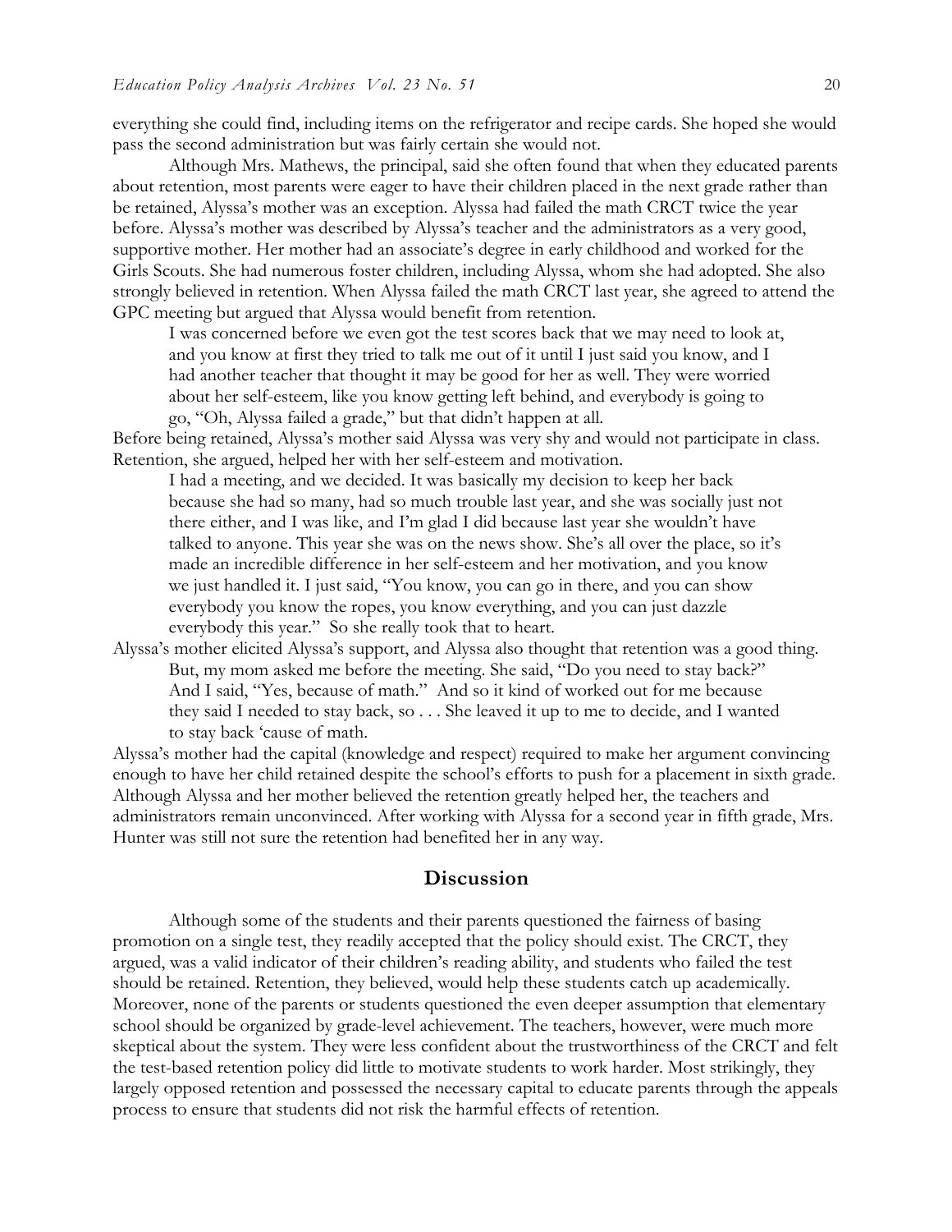everything she could find, including items on the refrigerator and recipe cards. She hoped she would pass the second administration but was fairly certain she would not.

Although Mrs. Mathews, the principal, said she often found that when they educated parents about retention, most parents were eager to have their children placed in the next grade rather than be retained, Alyssa's mother was an exception. Alyssa had failed the math CRCT twice the year before. Alyssa's mother was described by Alyssa's teacher and the administrators as a very good, supportive mother. Her mother had an associate's degree in early childhood and worked for the Girls Scouts. She had numerous foster children, including Alyssa, whom she had adopted. She also strongly believed in retention. When Alyssa failed the math CRCT last year, she agreed to attend the GPC meeting but argued that Alyssa would benefit from retention.

> I was concerned before we even got the test scores back that we may need to look at, and you know at first they tried to talk me out of it until I just said you know, and I had another teacher that thought it may be good for her as well. They were worried about her self-esteem, like you know getting left behind, and everybody is going to go, "Oh, Alyssa failed a grade," but that didn't happen at all.

Before being retained, Alyssa's mother said Alyssa was very shy and would not participate in class. Retention, she argued, helped her with her self-esteem and motivation.

> I had a meeting, and we decided. It was basically my decision to keep her back because she had so many, had so much trouble last year, and she was socially just not there either, and I was like, and I'm glad I did because last year she wouldn't have talked to anyone. This year she was on the news show. She's all over the place, so it's made an incredible difference in her self-esteem and her motivation, and you know we just handled it. I just said, "You know, you can go in there, and you can show everybody you know the ropes, you know everything, and you can just dazzle everybody this year." So she really took that to heart.

Alyssa's mother elicited Alyssa's support, and Alyssa also thought that retention was a good thing.

> But, my mom asked me before the meeting. She said, "Do you need to stay back?" And I said, "Yes, because of math." And so it kind of worked out for me because they said I needed to stay back, so . . . She leaved it up to me to decide, and I wanted to stay back 'cause of math.

Alyssa's mother had the capital (knowledge and respect) required to make her argument convincing enough to have her child retained despite the school's efforts to push for a placement in sixth grade. Although Alyssa and her mother believed the retention greatly helped her, the teachers and administrators remain unconvinced. After working with Alyssa for a second year in fifth grade, Mrs. Hunter was still not sure the retention had benefited her in any way.

## Discussion

Although some of the students and their parents questioned the fairness of basing promotion on a single test, they readily accepted that the policy should exist. The CRCT, they argued, was a valid indicator of their children's reading ability, and students who failed the test should be retained. Retention, they believed, would help these students catch up academically. Moreover, none of the parents or students questioned the even deeper assumption that elementary school should be organized by grade-level achievement. The teachers, however, were much more skeptical about the system. They were less confident about the trustworthiness of the CRCT and felt the test-based retention policy did little to motivate students to work harder. Most strikingly, they largely opposed retention and possessed the necessary capital to educate parents through the appeals process to ensure that students did not risk the harmful effects of retention.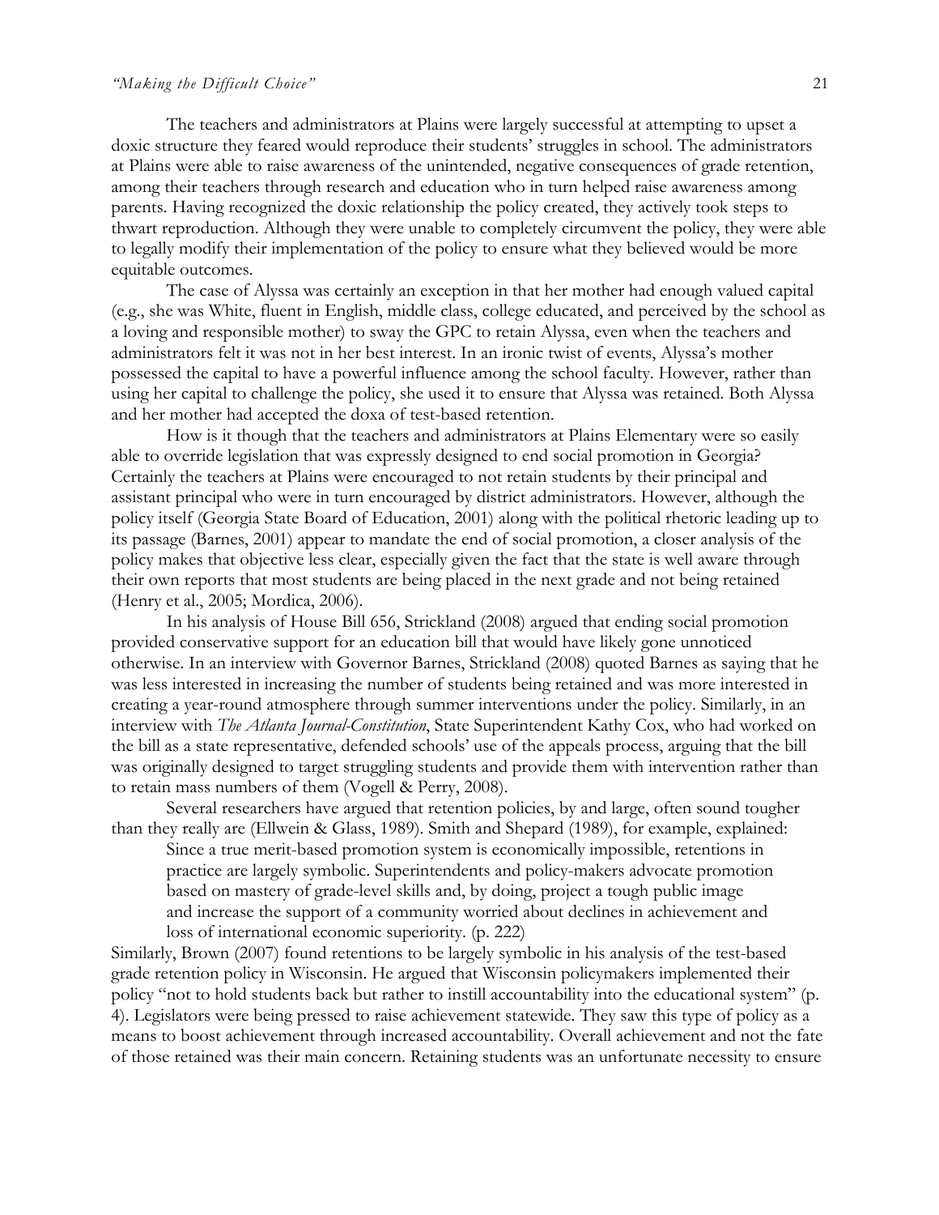The teachers and administrators at Plains were largely successful at attempting to upset a doxic structure they feared would reproduce their students' struggles in school. The administrators at Plains were able to raise awareness of the unintended, negative consequences of grade retention, among their teachers through research and education who in turn helped raise awareness among parents. Having recognized the doxic relationship the policy created, they actively took steps to thwart reproduction. Although they were unable to completely circumvent the policy, they were able to legally modify their implementation of the policy to ensure what they believed would be more equitable outcomes.

The case of Alyssa was certainly an exception in that her mother had enough valued capital (e.g., she was White, fluent in English, middle class, college educated, and perceived by the school as a loving and responsible mother) to sway the GPC to retain Alyssa, even when the teachers and administrators felt it was not in her best interest. In an ironic twist of events, Alyssa's mother possessed the capital to have a powerful influence among the school faculty. However, rather than using her capital to challenge the policy, she used it to ensure that Alyssa was retained. Both Alyssa and her mother had accepted the doxa of test-based retention.

How is it though that the teachers and administrators at Plains Elementary were so easily able to override legislation that was expressly designed to end social promotion in Georgia? Certainly the teachers at Plains were encouraged to not retain students by their principal and assistant principal who were in turn encouraged by district administrators. However, although the policy itself (Georgia State Board of Education, 2001) along with the political rhetoric leading up to its passage (Barnes, 2001) appear to mandate the end of social promotion, a closer analysis of the policy makes that objective less clear, especially given the fact that the state is well aware through their own reports that most students are being placed in the next grade and not being retained (Henry et al., 2005; Mordica, 2006).

In his analysis of House Bill 656, Strickland (2008) argued that ending social promotion provided conservative support for an education bill that would have likely gone unnoticed otherwise. In an interview with Governor Barnes, Strickland (2008) quoted Barnes as saying that he was less interested in increasing the number of students being retained and was more interested in creating a year-round atmosphere through summer interventions under the policy. Similarly, in an interview with *The Atlanta Journal-Constitution*, State Superintendent Kathy Cox, who had worked on the bill as a state representative, defended schools' use of the appeals process, arguing that the bill was originally designed to target struggling students and provide them with intervention rather than to retain mass numbers of them (Vogell & Perry, 2008).

Several researchers have argued that retention policies, by and large, often sound tougher than they really are (Ellwein & Glass, 1989). Smith and Shepard (1989), for example, explained:

> Since a true merit-based promotion system is economically impossible, retentions in practice are largely symbolic. Superintendents and policy-makers advocate promotion based on mastery of grade-level skills and, by doing, project a tough public image and increase the support of a community worried about declines in achievement and loss of international economic superiority. (p. 222)

Similarly, Brown (2007) found retentions to be largely symbolic in his analysis of the test-based grade retention policy in Wisconsin. He argued that Wisconsin policymakers implemented their policy "not to hold students back but rather to instill accountability into the educational system" (p. 4). Legislators were being pressed to raise achievement statewide. They saw this type of policy as a means to boost achievement through increased accountability. Overall achievement and not the fate of those retained was their main concern. Retaining students was an unfortunate necessity to ensure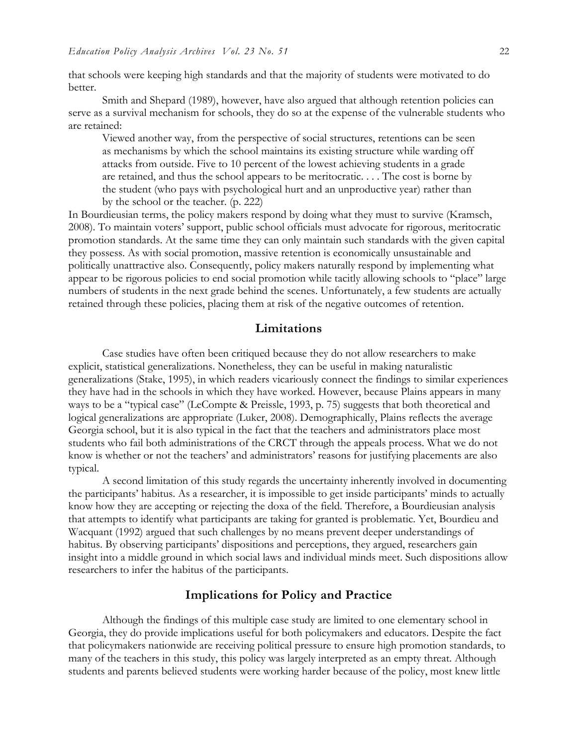that schools were keeping high standards and that the majority of students were motivated to do better.

Smith and Shepard (1989), however, have also argued that although retention policies can serve as a survival mechanism for schools, they do so at the expense of the vulnerable students who are retained:

> Viewed another way, from the perspective of social structures, retentions can be seen as mechanisms by which the school maintains its existing structure while warding off attacks from outside. Five to 10 percent of the lowest achieving students in a grade are retained, and thus the school appears to be meritocratic. . . . The cost is borne by the student (who pays with psychological hurt and an unproductive year) rather than by the school or the teacher. (p. 222)

In Bourdieusian terms, the policy makers respond by doing what they must to survive (Kramsch, 2008). To maintain voters' support, public school officials must advocate for rigorous, meritocratic promotion standards. At the same time they can only maintain such standards with the given capital they possess. As with social promotion, massive retention is economically unsustainable and politically unattractive also. Consequently, policy makers naturally respond by implementing what appear to be rigorous policies to end social promotion while tacitly allowing schools to "place" large numbers of students in the next grade behind the scenes. Unfortunately, a few students are actually retained through these policies, placing them at risk of the negative outcomes of retention.

## Limitations

Case studies have often been critiqued because they do not allow researchers to make explicit, statistical generalizations. Nonetheless, they can be useful in making naturalistic generalizations (Stake, 1995), in which readers vicariously connect the findings to similar experiences they have had in the schools in which they have worked. However, because Plains appears in many ways to be a "typical case" (LeCompte & Preissle, 1993, p. 75) suggests that both theoretical and logical generalizations are appropriate (Luker, 2008). Demographically, Plains reflects the average Georgia school, but it is also typical in the fact that the teachers and administrators place most students who fail both administrations of the CRCT through the appeals process. What we do not know is whether or not the teachers' and administrators' reasons for justifying placements are also typical.

A second limitation of this study regards the uncertainty inherently involved in documenting the participants' habitus. As a researcher, it is impossible to get inside participants' minds to actually know how they are accepting or rejecting the doxa of the field. Therefore, a Bourdieusian analysis that attempts to identify what participants are taking for granted is problematic. Yet, Bourdieu and Wacquant (1992) argued that such challenges by no means prevent deeper understandings of habitus. By observing participants' dispositions and perceptions, they argued, researchers gain insight into a middle ground in which social laws and individual minds meet. Such dispositions allow researchers to infer the habitus of the participants.

## Implications for Policy and Practice

Although the findings of this multiple case study are limited to one elementary school in Georgia, they do provide implications useful for both policymakers and educators. Despite the fact that policymakers nationwide are receiving political pressure to ensure high promotion standards, to many of the teachers in this study, this policy was largely interpreted as an empty threat. Although students and parents believed students were working harder because of the policy, most knew little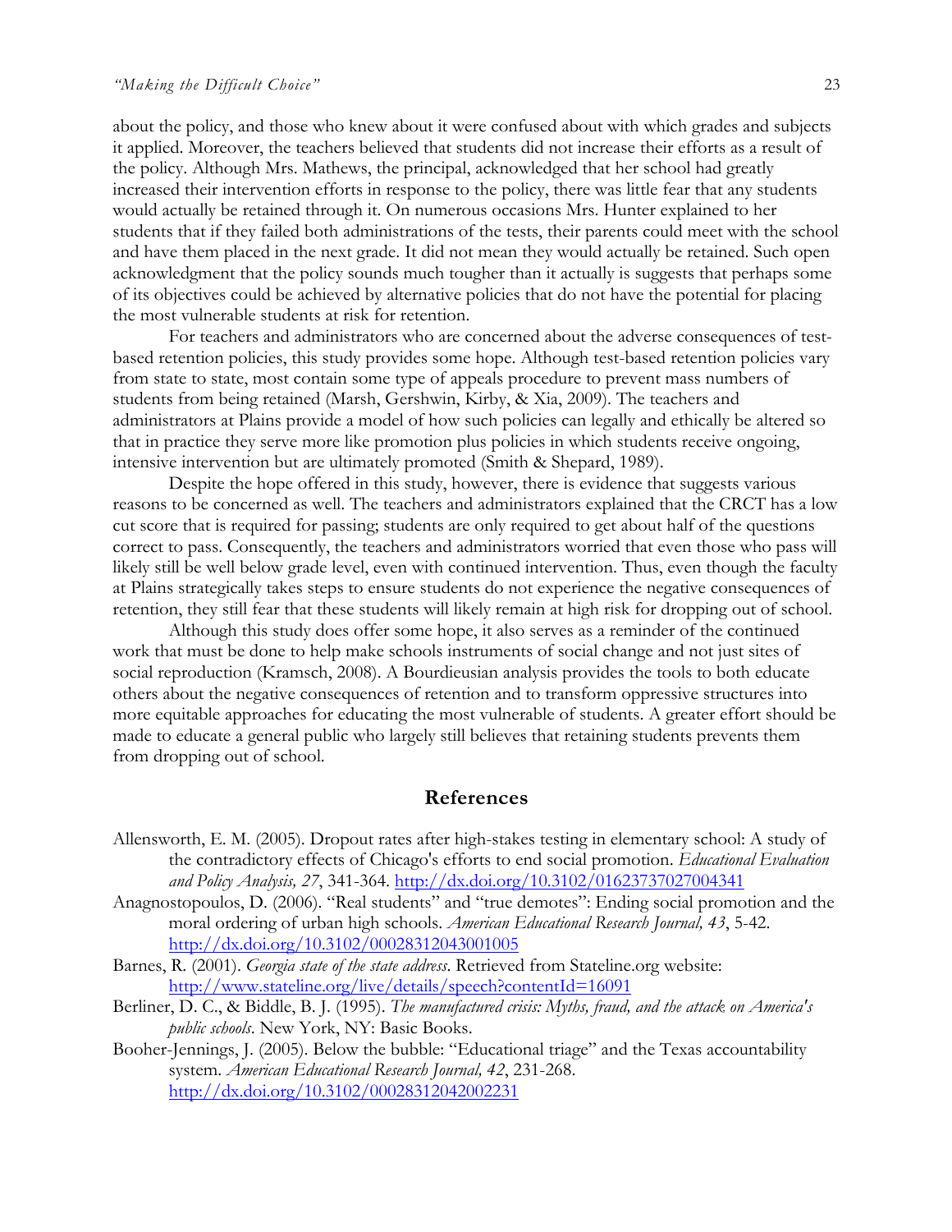about the policy, and those who knew about it were confused about with which grades and subjects it applied. Moreover, the teachers believed that students did not increase their efforts as a result of the policy. Although Mrs. Mathews, the principal, acknowledged that her school had greatly increased their intervention efforts in response to the policy, there was little fear that any students would actually be retained through it. On numerous occasions Mrs. Hunter explained to her students that if they failed both administrations of the tests, their parents could meet with the school and have them placed in the next grade. It did not mean they would actually be retained. Such open acknowledgment that the policy sounds much tougher than it actually is suggests that perhaps some of its objectives could be achieved by alternative policies that do not have the potential for placing the most vulnerable students at risk for retention.

For teachers and administrators who are concerned about the adverse consequences of test-based retention policies, this study provides some hope. Although test-based retention policies vary from state to state, most contain some type of appeals procedure to prevent mass numbers of students from being retained (Marsh, Gershwin, Kirby, & Xia, 2009). The teachers and administrators at Plains provide a model of how such policies can legally and ethically be altered so that in practice they serve more like promotion plus policies in which students receive ongoing, intensive intervention but are ultimately promoted (Smith & Shepard, 1989).

Despite the hope offered in this study, however, there is evidence that suggests various reasons to be concerned as well. The teachers and administrators explained that the CRCT has a low cut score that is required for passing; students are only required to get about half of the questions correct to pass. Consequently, the teachers and administrators worried that even those who pass will likely still be well below grade level, even with continued intervention. Thus, even though the faculty at Plains strategically takes steps to ensure students do not experience the negative consequences of retention, they still fear that these students will likely remain at high risk for dropping out of school.

Although this study does offer some hope, it also serves as a reminder of the continued work that must be done to help make schools instruments of social change and not just sites of social reproduction (Kramsch, 2008). A Bourdieusian analysis provides the tools to both educate others about the negative consequences of retention and to transform oppressive structures into more equitable approaches for educating the most vulnerable of students. A greater effort should be made to educate a general public who largely still believes that retaining students prevents them from dropping out of school.

## References

Allensworth, E. M. (2005). Dropout rates after high-stakes testing in elementary school: A study of the contradictory effects of Chicago's efforts to end social promotion. *Educational Evaluation and Policy Analysis, 27*, 341-364. http://dx.doi.org/10.3102/01623737027004341

Anagnostopoulos, D. (2006). "Real students" and "true demotes": Ending social promotion and the moral ordering of urban high schools. *American Educational Research Journal, 43*, 5-42. http://dx.doi.org/10.3102/00028312043001005

Barnes, R. (2001). *Georgia state of the state address*. Retrieved from Stateline.org website: http://www.stateline.org/live/details/speech?contentId=16091

Berliner, D. C., & Biddle, B. J. (1995). *The manufactured crisis: Myths, fraud, and the attack on America's public schools*. New York, NY: Basic Books.

Booher-Jennings, J. (2005). Below the bubble: "Educational triage" and the Texas accountability system. *American Educational Research Journal, 42*, 231-268. http://dx.doi.org/10.3102/00028312042002231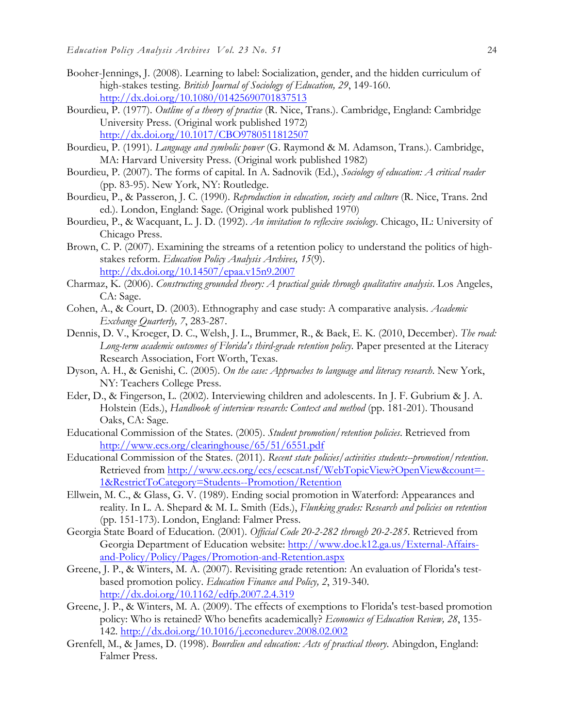Booher-Jennings, J. (2008). Learning to label: Socialization, gender, and the hidden curriculum of high-stakes testing. *British Journal of Sociology of Education, 29*, 149-160. http://dx.doi.org/10.1080/01425690701837513

Bourdieu, P. (1977). *Outline of a theory of practice* (R. Nice, Trans.). Cambridge, England: Cambridge University Press. (Original work published 1972) http://dx.doi.org/10.1017/CBO9780511812507

Bourdieu, P. (1991). *Language and symbolic power* (G. Raymond & M. Adamson, Trans.). Cambridge, MA: Harvard University Press. (Original work published 1982)

Bourdieu, P. (2007). The forms of capital. In A. Sadnovik (Ed.), *Sociology of education: A critical reader* (pp. 83-95). New York, NY: Routledge.

Bourdieu, P., & Passeron, J. C. (1990). *Reproduction in education, society and culture* (R. Nice, Trans. 2nd ed.). London, England: Sage. (Original work published 1970)

Bourdieu, P., & Wacquant, L. J. D. (1992). *An invitation to reflexive sociology*. Chicago, IL: University of Chicago Press.

Brown, C. P. (2007). Examining the streams of a retention policy to understand the politics of high-stakes reform. *Education Policy Analysis Archives, 15*(9). http://dx.doi.org/10.14507/epaa.v15n9.2007

Charmaz, K. (2006). *Constructing grounded theory: A practical guide through qualitative analysis*. Los Angeles, CA: Sage.

Cohen, A., & Court, D. (2003). Ethnography and case study: A comparative analysis. *Academic Exchange Quarterly, 7*, 283-287.

Dennis, D. V., Kroeger, D. C., Welsh, J. L., Brummer, R., & Baek, E. K. (2010, December). *The road: Long-term academic outcomes of Florida's third-grade retention policy.* Paper presented at the Literacy Research Association, Fort Worth, Texas.

Dyson, A. H., & Genishi, C. (2005). *On the case: Approaches to language and literacy research*. New York, NY: Teachers College Press.

Eder, D., & Fingerson, L. (2002). Interviewing children and adolescents. In J. F. Gubrium & J. A. Holstein (Eds.), *Handbook of interview research: Context and method* (pp. 181-201). Thousand Oaks, CA: Sage.

Educational Commission of the States. (2005). *Student promotion/retention policies*. Retrieved from http://www.ecs.org/clearinghouse/65/51/6551.pdf

Educational Commission of the States. (2011). *Recent state policies/activities students--promotion/retention*. Retrieved from http://www.ecs.org/ecs/ecscat.nsf/WebTopicView?OpenView&count=-1&RestrictToCategory=Students--Promotion/Retention

Ellwein, M. C., & Glass, G. V. (1989). Ending social promotion in Waterford: Appearances and reality. In L. A. Shepard & M. L. Smith (Eds.), *Flunking grades: Research and policies on retention* (pp. 151-173). London, England: Falmer Press.

Georgia State Board of Education. (2001). *Official Code 20-2-282 through 20-2-285*. Retrieved from Georgia Department of Education website: http://www.doe.k12.ga.us/External-Affairs-and-Policy/Policy/Pages/Promotion-and-Retention.aspx

Greene, J. P., & Winters, M. A. (2007). Revisiting grade retention: An evaluation of Florida's test-based promotion policy. *Education Finance and Policy, 2*, 319-340. http://dx.doi.org/10.1162/edfp.2007.2.4.319

Greene, J. P., & Winters, M. A. (2009). The effects of exemptions to Florida's test-based promotion policy: Who is retained? Who benefits academically? *Economics of Education Review, 28*, 135-142. http://dx.doi.org/10.1016/j.econedurev.2008.02.002

Grenfell, M., & James, D. (1998). *Bourdieu and education: Acts of practical theory*. Abingdon, England: Falmer Press.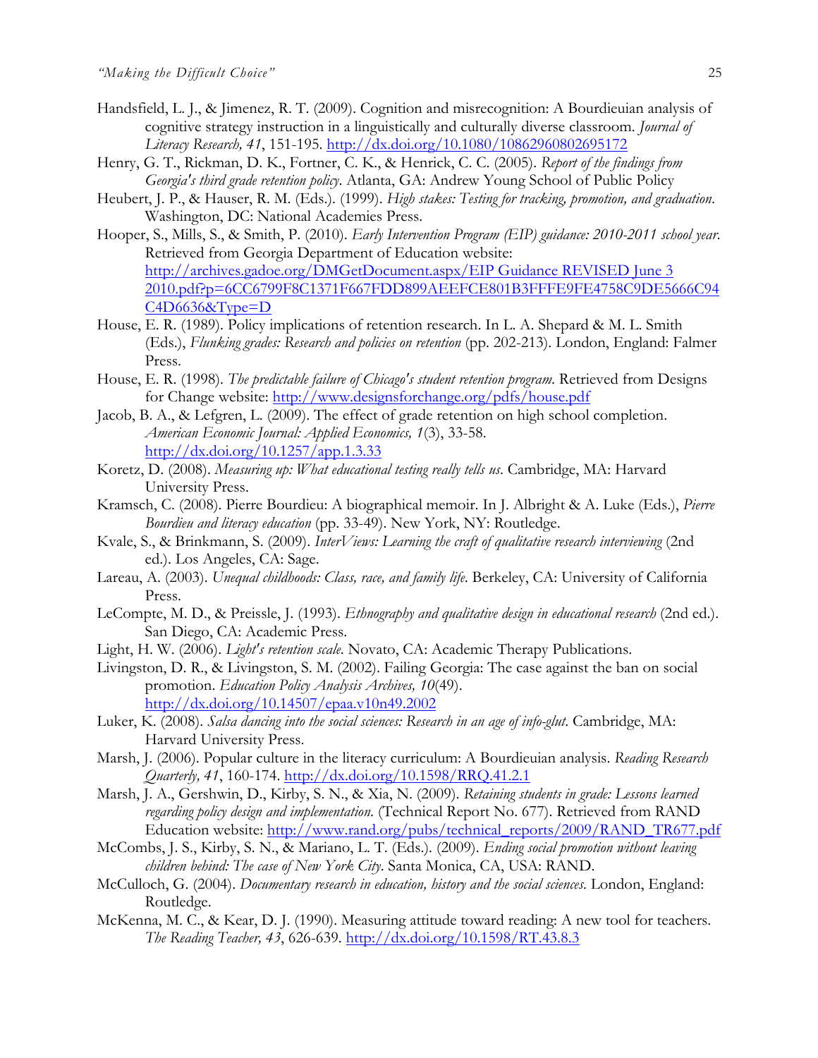Handsfield, L. J., & Jimenez, R. T. (2009). Cognition and misrecognition: A Bourdieuian analysis of cognitive strategy instruction in a linguistically and culturally diverse classroom. *Journal of Literacy Research, 41*, 151-195. http://dx.doi.org/10.1080/10862960802695172

Henry, G. T., Rickman, D. K., Fortner, C. K., & Henrick, C. C. (2005). *Report of the findings from Georgia's third grade retention policy*. Atlanta, GA: Andrew Young School of Public Policy

Heubert, J. P., & Hauser, R. M. (Eds.). (1999). *High stakes: Testing for tracking, promotion, and graduation*. Washington, DC: National Academies Press.

Hooper, S., Mills, S., & Smith, P. (2010). *Early Intervention Program (EIP) guidance: 2010-2011 school year*. Retrieved from Georgia Department of Education website: http://archives.gadoe.org/DMGetDocument.aspx/EIP Guidance REVISED June 3 2010.pdf?p=6CC6799F8C1371F667FDD899AEEFCE801B3FFFE9FE4758C9DE5666C94C4D6636&Type=D

House, E. R. (1989). Policy implications of retention research. In L. A. Shepard & M. L. Smith (Eds.), *Flunking grades: Research and policies on retention* (pp. 202-213). London, England: Falmer Press.

House, E. R. (1998). *The predictable failure of Chicago's student retention program*. Retrieved from Designs for Change website: http://www.designsforchange.org/pdfs/house.pdf

Jacob, B. A., & Lefgren, L. (2009). The effect of grade retention on high school completion. *American Economic Journal: Applied Economics, 1*(3), 33-58. http://dx.doi.org/10.1257/app.1.3.33

Koretz, D. (2008). *Measuring up: What educational testing really tells us*. Cambridge, MA: Harvard University Press.

Kramsch, C. (2008). Pierre Bourdieu: A biographical memoir. In J. Albright & A. Luke (Eds.), *Pierre Bourdieu and literacy education* (pp. 33-49). New York, NY: Routledge.

Kvale, S., & Brinkmann, S. (2009). *InterViews: Learning the craft of qualitative research interviewing* (2nd ed.). Los Angeles, CA: Sage.

Lareau, A. (2003). *Unequal childhoods: Class, race, and family life*. Berkeley, CA: University of California Press.

LeCompte, M. D., & Preissle, J. (1993). *Ethnography and qualitative design in educational research* (2nd ed.). San Diego, CA: Academic Press.

Light, H. W. (2006). *Light's retention scale*. Novato, CA: Academic Therapy Publications.

Livingston, D. R., & Livingston, S. M. (2002). Failing Georgia: The case against the ban on social promotion. *Education Policy Analysis Archives, 10*(49). http://dx.doi.org/10.14507/epaa.v10n49.2002

Luker, K. (2008). *Salsa dancing into the social sciences: Research in an age of info-glut*. Cambridge, MA: Harvard University Press.

Marsh, J. (2006). Popular culture in the literacy curriculum: A Bourdieuian analysis. *Reading Research Quarterly, 41*, 160-174. http://dx.doi.org/10.1598/RRQ.41.2.1

Marsh, J. A., Gershwin, D., Kirby, S. N., & Xia, N. (2009). *Retaining students in grade: Lessons learned regarding policy design and implementation*. (Technical Report No. 677). Retrieved from RAND Education website: http://www.rand.org/pubs/technical_reports/2009/RAND_TR677.pdf

McCombs, J. S., Kirby, S. N., & Mariano, L. T. (Eds.). (2009). *Ending social promotion without leaving children behind: The case of New York City*. Santa Monica, CA, USA: RAND.

McCulloch, G. (2004). *Documentary research in education, history and the social sciences*. London, England: Routledge.

McKenna, M. C., & Kear, D. J. (1990). Measuring attitude toward reading: A new tool for teachers. *The Reading Teacher, 43*, 626-639. http://dx.doi.org/10.1598/RT.43.8.3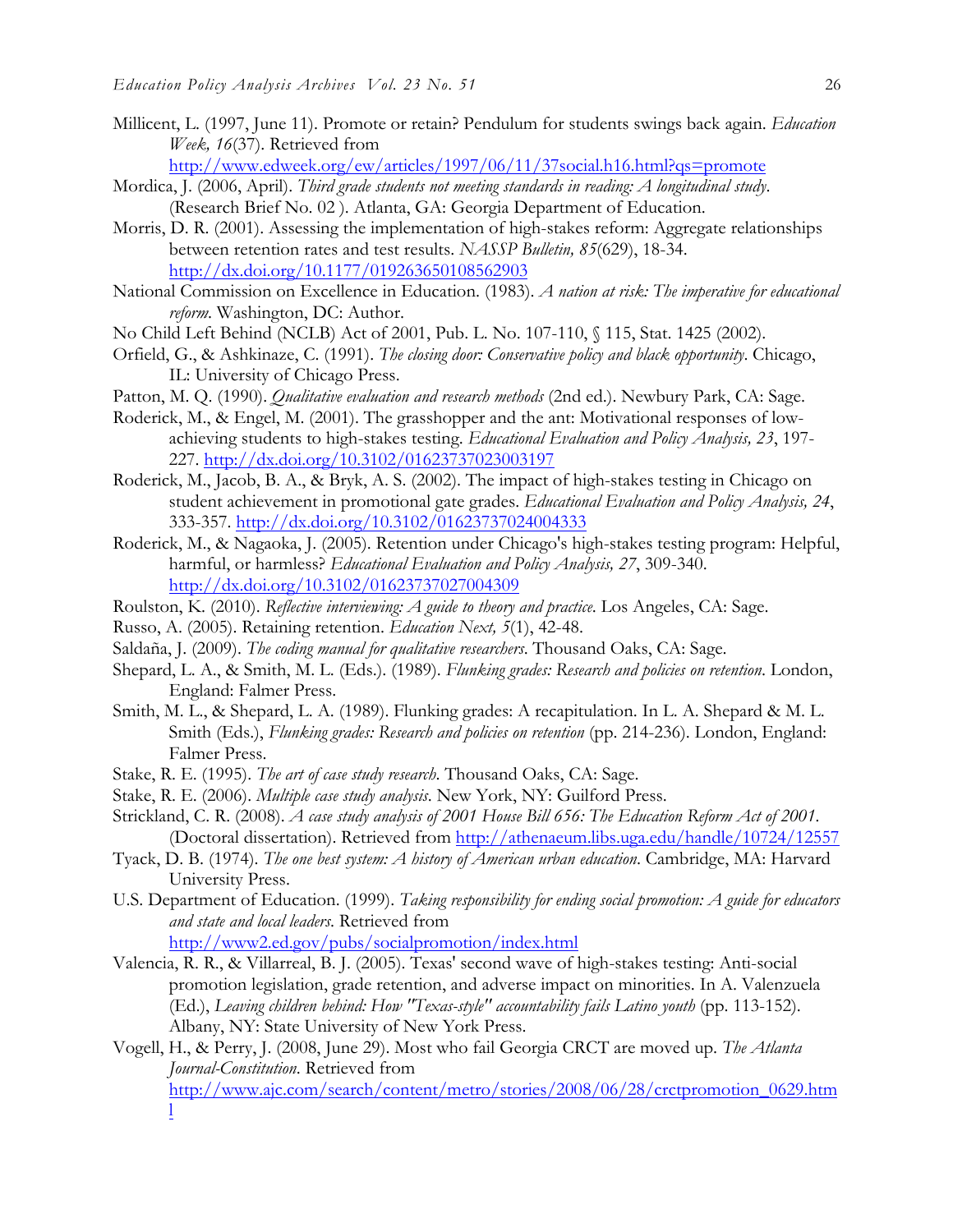Millicent, L. (1997, June 11). Promote or retain? Pendulum for students swings back again. *Education Week, 16*(37). Retrieved from http://www.edweek.org/ew/articles/1997/06/11/37social.h16.html?qs=promote

Mordica, J. (2006, April). *Third grade students not meeting standards in reading: A longitudinal study*. (Research Brief No. 02 ). Atlanta, GA: Georgia Department of Education.

Morris, D. R. (2001). Assessing the implementation of high-stakes reform: Aggregate relationships between retention rates and test results. *NASSP Bulletin, 85*(629), 18-34. http://dx.doi.org/10.1177/019263650108562903

National Commission on Excellence in Education. (1983). *A nation at risk: The imperative for educational reform*. Washington, DC: Author.

No Child Left Behind (NCLB) Act of 2001, Pub. L. No. 107-110, § 115, Stat. 1425 (2002).

Orfield, G., & Ashkinaze, C. (1991). *The closing door: Conservative policy and black opportunity*. Chicago, IL: University of Chicago Press.

Patton, M. Q. (1990). *Qualitative evaluation and research methods* (2nd ed.). Newbury Park, CA: Sage.

Roderick, M., & Engel, M. (2001). The grasshopper and the ant: Motivational responses of low-achieving students to high-stakes testing. *Educational Evaluation and Policy Analysis, 23*, 197-227. http://dx.doi.org/10.3102/01623737023003197

Roderick, M., Jacob, B. A., & Bryk, A. S. (2002). The impact of high-stakes testing in Chicago on student achievement in promotional gate grades. *Educational Evaluation and Policy Analysis, 24*, 333-357. http://dx.doi.org/10.3102/01623737024004333

Roderick, M., & Nagaoka, J. (2005). Retention under Chicago's high-stakes testing program: Helpful, harmful, or harmless? *Educational Evaluation and Policy Analysis, 27*, 309-340. http://dx.doi.org/10.3102/01623737027004309

Roulston, K. (2010). *Reflective interviewing: A guide to theory and practice*. Los Angeles, CA: Sage.

Russo, A. (2005). Retaining retention. *Education Next, 5*(1), 42-48.

Saldaña, J. (2009). *The coding manual for qualitative researchers*. Thousand Oaks, CA: Sage.

Shepard, L. A., & Smith, M. L. (Eds.). (1989). *Flunking grades: Research and policies on retention*. London, England: Falmer Press.

Smith, M. L., & Shepard, L. A. (1989). Flunking grades: A recapitulation. In L. A. Shepard & M. L. Smith (Eds.), *Flunking grades: Research and policies on retention* (pp. 214-236). London, England: Falmer Press.

Stake, R. E. (1995). *The art of case study research*. Thousand Oaks, CA: Sage.

Stake, R. E. (2006). *Multiple case study analysis*. New York, NY: Guilford Press.

Strickland, C. R. (2008). *A case study analysis of 2001 House Bill 656: The Education Reform Act of 2001*. (Doctoral dissertation). Retrieved from http://athenaeum.libs.uga.edu/handle/10724/12557

Tyack, D. B. (1974). *The one best system: A history of American urban education*. Cambridge, MA: Harvard University Press.

U.S. Department of Education. (1999). *Taking responsibility for ending social promotion: A guide for educators and state and local leaders*. Retrieved from http://www2.ed.gov/pubs/socialpromotion/index.html

Valencia, R. R., & Villarreal, B. J. (2005). Texas' second wave of high-stakes testing: Anti-social promotion legislation, grade retention, and adverse impact on minorities. In A. Valenzuela (Ed.), *Leaving children behind: How "Texas-style" accountability fails Latino youth* (pp. 113-152). Albany, NY: State University of New York Press.

Vogell, H., & Perry, J. (2008, June 29). Most who fail Georgia CRCT are moved up. *The Atlanta Journal-Constitution*. Retrieved from http://www.ajc.com/search/content/metro/stories/2008/06/28/crctpromotion_0629.html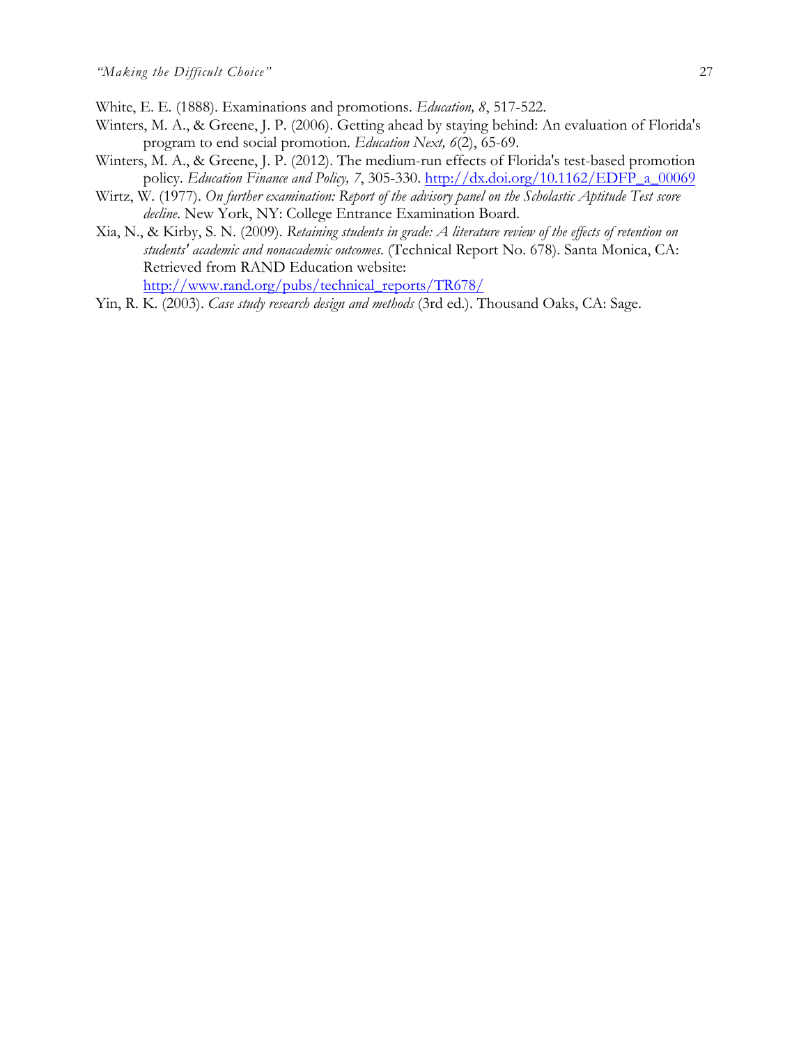White, E. E. (1888). Examinations and promotions. *Education, 8*, 517-522.

Winters, M. A., & Greene, J. P. (2006). Getting ahead by staying behind: An evaluation of Florida's program to end social promotion. *Education Next, 6*(2), 65-69.

Winters, M. A., & Greene, J. P. (2012). The medium-run effects of Florida's test-based promotion policy. *Education Finance and Policy, 7*, 305-330. http://dx.doi.org/10.1162/EDFP_a_00069

Wirtz, W. (1977). *On further examination: Report of the advisory panel on the Scholastic Aptitude Test score decline*. New York, NY: College Entrance Examination Board.

Xia, N., & Kirby, S. N. (2009). *Retaining students in grade: A literature review of the effects of retention on students' academic and nonacademic outcomes*. (Technical Report No. 678). Santa Monica, CA: Retrieved from RAND Education website: http://www.rand.org/pubs/technical_reports/TR678/

Yin, R. K. (2003). *Case study research design and methods* (3rd ed.). Thousand Oaks, CA: Sage.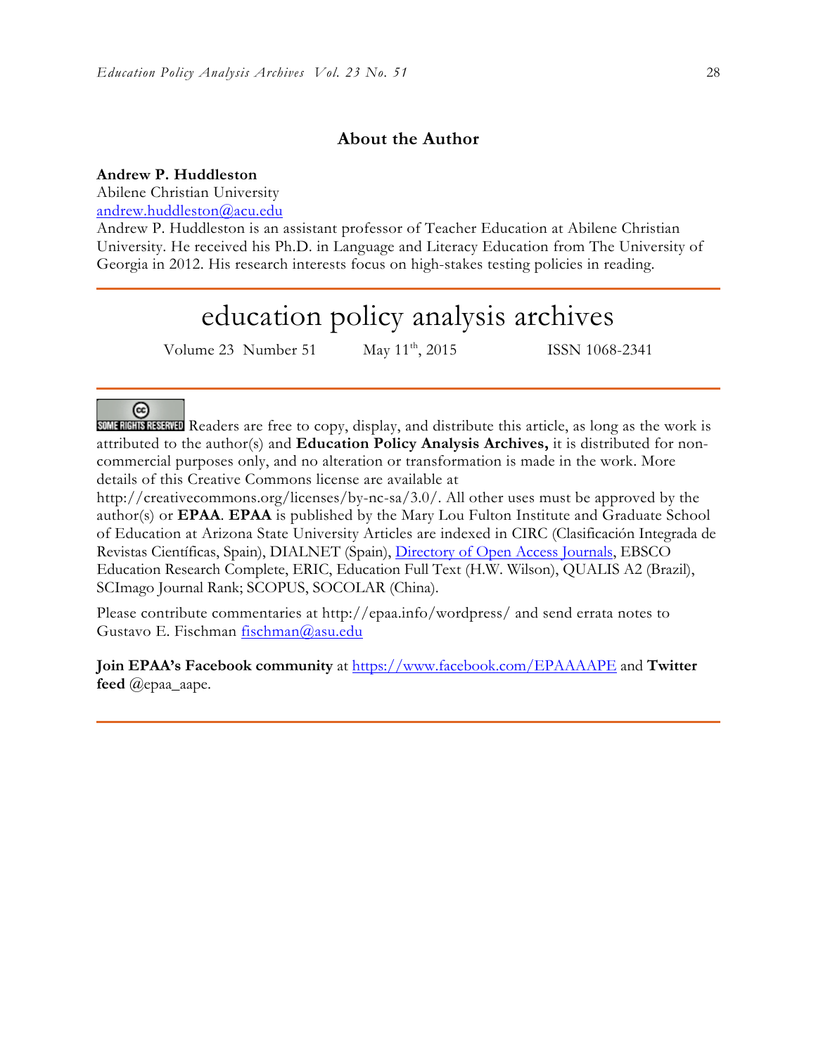## About the Author

**Andrew P. Huddleston**
Abilene Christian University
andrew.huddleston@acu.edu
Andrew P. Huddleston is an assistant professor of Teacher Education at Abilene Christian University. He received his Ph.D. in Language and Literacy Education from The University of Georgia in 2012. His research interests focus on high-stakes testing policies in reading.

---

# education policy analysis archives

Volume 23 Number 51 May 11th, 2015 ISSN 1068-2341

---

SOME RIGHTS RESERVED Readers are free to copy, display, and distribute this article, as long as the work is attributed to the author(s) and **Education Policy Analysis Archives,** it is distributed for non-commercial purposes only, and no alteration or transformation is made in the work. More details of this Creative Commons license are available at http://creativecommons.org/licenses/by-nc-sa/3.0/. All other uses must be approved by the author(s) or **EPAA**. **EPAA** is published by the Mary Lou Fulton Institute and Graduate School of Education at Arizona State University Articles are indexed in CIRC (Clasificación Integrada de Revistas Científicas, Spain), DIALNET (Spain), Directory of Open Access Journals, EBSCO Education Research Complete, ERIC, Education Full Text (H.W. Wilson), QUALIS A2 (Brazil), SCImago Journal Rank; SCOPUS, SOCOLAR (China).

Please contribute commentaries at http://epaa.info/wordpress/ and send errata notes to Gustavo E. Fischman fischman@asu.edu

**Join EPAA's Facebook community** at https://www.facebook.com/EPAAAAPE and **Twitter feed** @epaa_aape.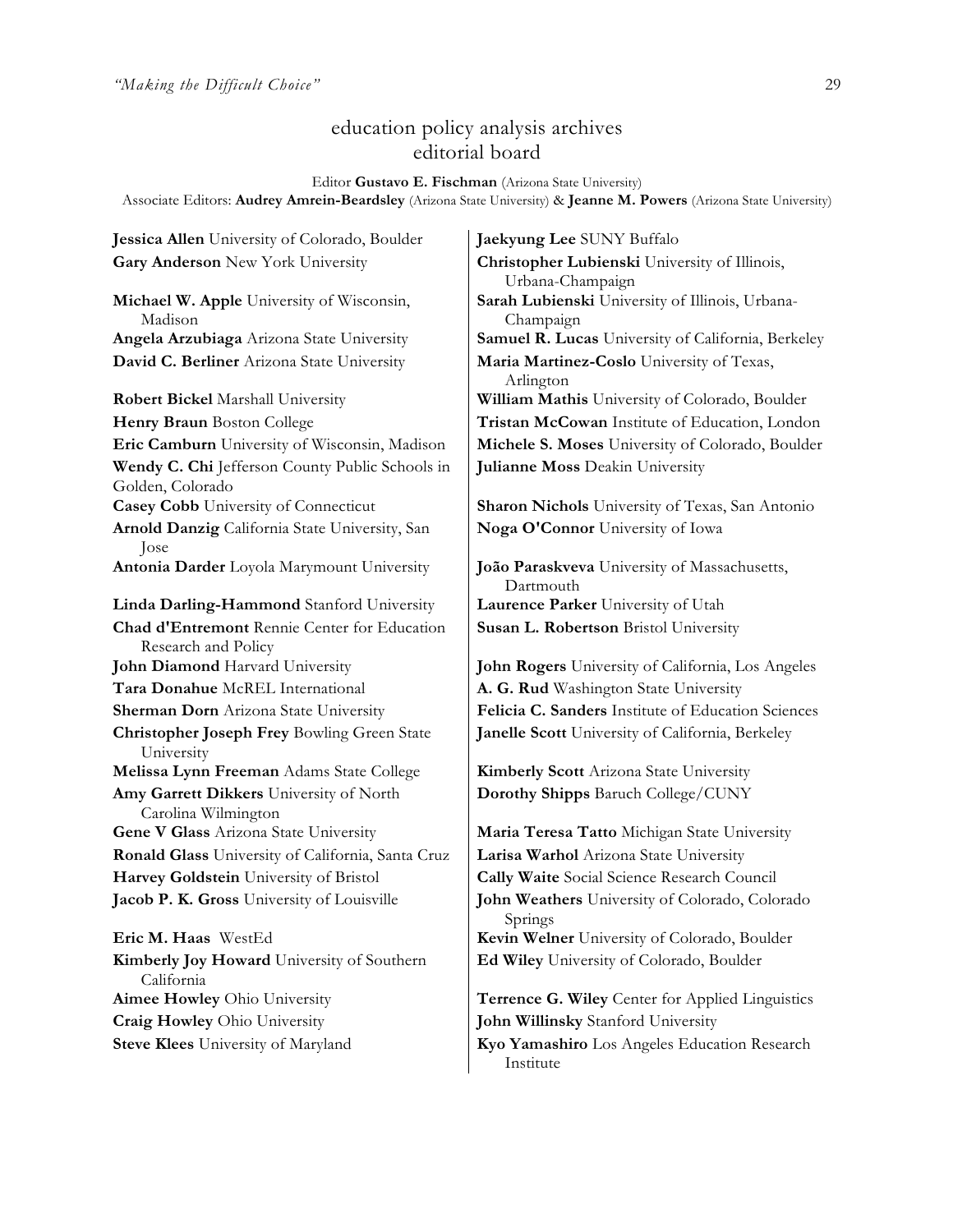# education policy analysis archives
## editorial board

Editor **Gustavo E. Fischman** (Arizona State University)
Associate Editors: **Audrey Amrein-Beardsley** (Arizona State University) & **Jeanne M. Powers** (Arizona State University)

**Jessica Allen** University of Colorado, Boulder
**Gary Anderson** New York University
**Michael W. Apple** University of Wisconsin, Madison
**Angela Arzubiaga** Arizona State University
**David C. Berliner** Arizona State University
**Robert Bickel** Marshall University
**Henry Braun** Boston College
**Eric Camburn** University of Wisconsin, Madison
**Wendy C. Chi** Jefferson County Public Schools in Golden, Colorado
**Casey Cobb** University of Connecticut
**Arnold Danzig** California State University, San Jose
**Antonia Darder** Loyola Marymount University
**Linda Darling-Hammond** Stanford University
**Chad d'Entremont** Rennie Center for Education Research and Policy
**John Diamond** Harvard University
**Tara Donahue** McREL International
**Sherman Dorn** Arizona State University
**Christopher Joseph Frey** Bowling Green State University
**Melissa Lynn Freeman** Adams State College
**Amy Garrett Dikkers** University of North Carolina Wilmington
**Gene V Glass** Arizona State University
**Ronald Glass** University of California, Santa Cruz
**Harvey Goldstein** University of Bristol
**Jacob P. K. Gross** University of Louisville
**Eric M. Haas** WestEd
**Kimberly Joy Howard** University of Southern California
**Aimee Howley** Ohio University
**Craig Howley** Ohio University
**Steve Klees** University of Maryland
**Jaekyung Lee** SUNY Buffalo
**Christopher Lubienski** University of Illinois, Urbana-Champaign
**Sarah Lubienski** University of Illinois, Urbana-Champaign
**Samuel R. Lucas** University of California, Berkeley
**Maria Martinez-Coslo** University of Texas, Arlington
**William Mathis** University of Colorado, Boulder
**Tristan McCowan** Institute of Education, London
**Michele S. Moses** University of Colorado, Boulder
**Julianne Moss** Deakin University
**Sharon Nichols** University of Texas, San Antonio
**Noga O'Connor** University of Iowa
**João Paraskveva** University of Massachusetts, Dartmouth
**Laurence Parker** University of Utah
**Susan L. Robertson** Bristol University
**John Rogers** University of California, Los Angeles
**A. G. Rud** Washington State University
**Felicia C. Sanders** Institute of Education Sciences
**Janelle Scott** University of California, Berkeley
**Kimberly Scott** Arizona State University
**Dorothy Shipps** Baruch College/CUNY
**Maria Teresa Tatto** Michigan State University
**Larisa Warhol** Arizona State University
**Cally Waite** Social Science Research Council
**John Weathers** University of Colorado, Colorado Springs
**Kevin Welner** University of Colorado, Boulder
**Ed Wiley** University of Colorado, Boulder
**Terrence G. Wiley** Center for Applied Linguistics
**John Willinsky** Stanford University
**Kyo Yamashiro** Los Angeles Education Research Institute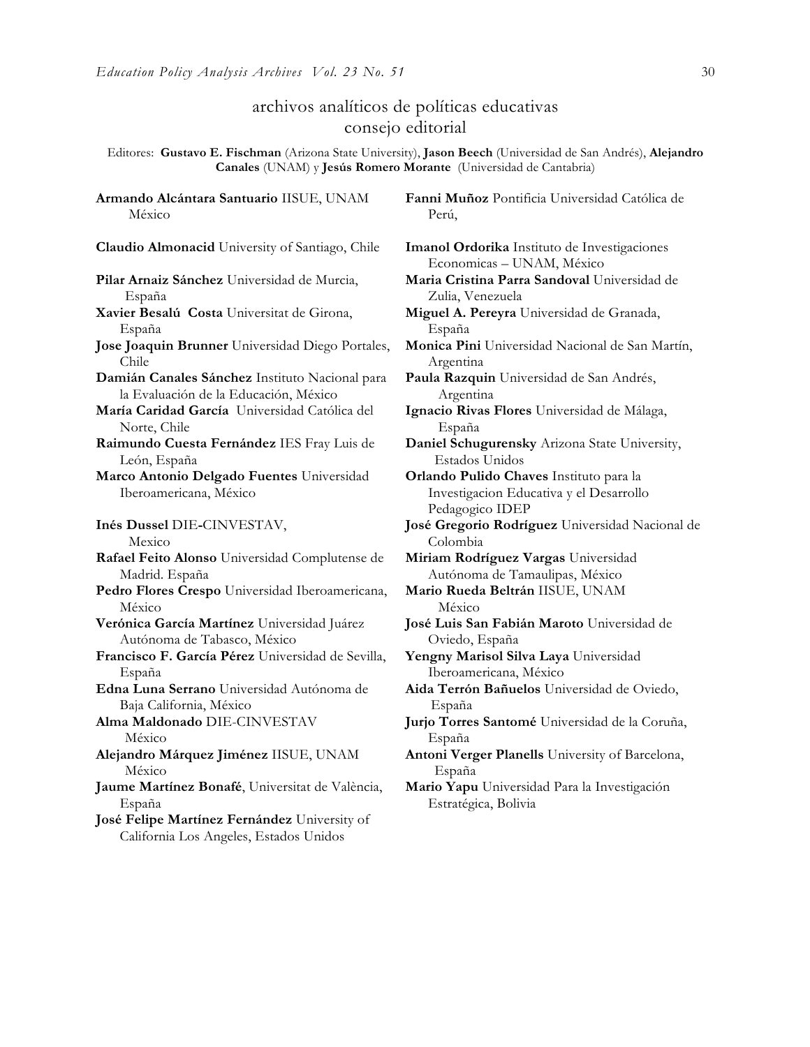## archivos analíticos de políticas educativas
## consejo editorial

Editores: **Gustavo E. Fischman** (Arizona State University), **Jason Beech** (Universidad de San Andrés), **Alejandro Canales** (UNAM) y **Jesús Romero Morante** (Universidad de Cantabria)

**Armando Alcántara Santuario** IISUE, UNAM México

**Claudio Almonacid** University of Santiago, Chile

**Pilar Arnaiz Sánchez** Universidad de Murcia, España

**Xavier Besalú Costa** Universitat de Girona, España

**Jose Joaquin Brunner** Universidad Diego Portales, Chile

**Damián Canales Sánchez** Instituto Nacional para la Evaluación de la Educación, México

**María Caridad García** Universidad Católica del Norte, Chile

**Raimundo Cuesta Fernández** IES Fray Luis de León, España

**Marco Antonio Delgado Fuentes** Universidad Iberoamericana, México

**Inés Dussel** DIE-CINVESTAV, Mexico

**Rafael Feito Alonso** Universidad Complutense de Madrid. España

**Pedro Flores Crespo** Universidad Iberoamericana, México

**Verónica García Martínez** Universidad Juárez Autónoma de Tabasco, México

**Francisco F. García Pérez** Universidad de Sevilla, España

**Edna Luna Serrano** Universidad Autónoma de Baja California, México

**Alma Maldonado** DIE-CINVESTAV México

**Alejandro Márquez Jiménez** IISUE, UNAM México

**Jaume Martínez Bonafé**, Universitat de València, España

**José Felipe Martínez Fernández** University of California Los Angeles, Estados Unidos

**Fanni Muñoz** Pontificia Universidad Católica de Perú,

**Imanol Ordorika** Instituto de Investigaciones Economicas – UNAM, México

**Maria Cristina Parra Sandoval** Universidad de Zulia, Venezuela

**Miguel A. Pereyra** Universidad de Granada, España

**Monica Pini** Universidad Nacional de San Martín, Argentina

**Paula Razquin** Universidad de San Andrés, Argentina

**Ignacio Rivas Flores** Universidad de Málaga, España

**Daniel Schugurensky** Arizona State University, Estados Unidos

**Orlando Pulido Chaves** Instituto para la Investigacion Educativa y el Desarrollo Pedagogico IDEP

**José Gregorio Rodríguez** Universidad Nacional de Colombia

**Miriam Rodríguez Vargas** Universidad Autónoma de Tamaulipas, México

**Mario Rueda Beltrán** IISUE, UNAM México

**José Luis San Fabián Maroto** Universidad de Oviedo, España

**Yengny Marisol Silva Laya** Universidad Iberoamericana, México

**Aida Terrón Bañuelos** Universidad de Oviedo, España

**Jurjo Torres Santomé** Universidad de la Coruña, España

**Antoni Verger Planells** University of Barcelona, España

**Mario Yapu** Universidad Para la Investigación Estratégica, Bolivia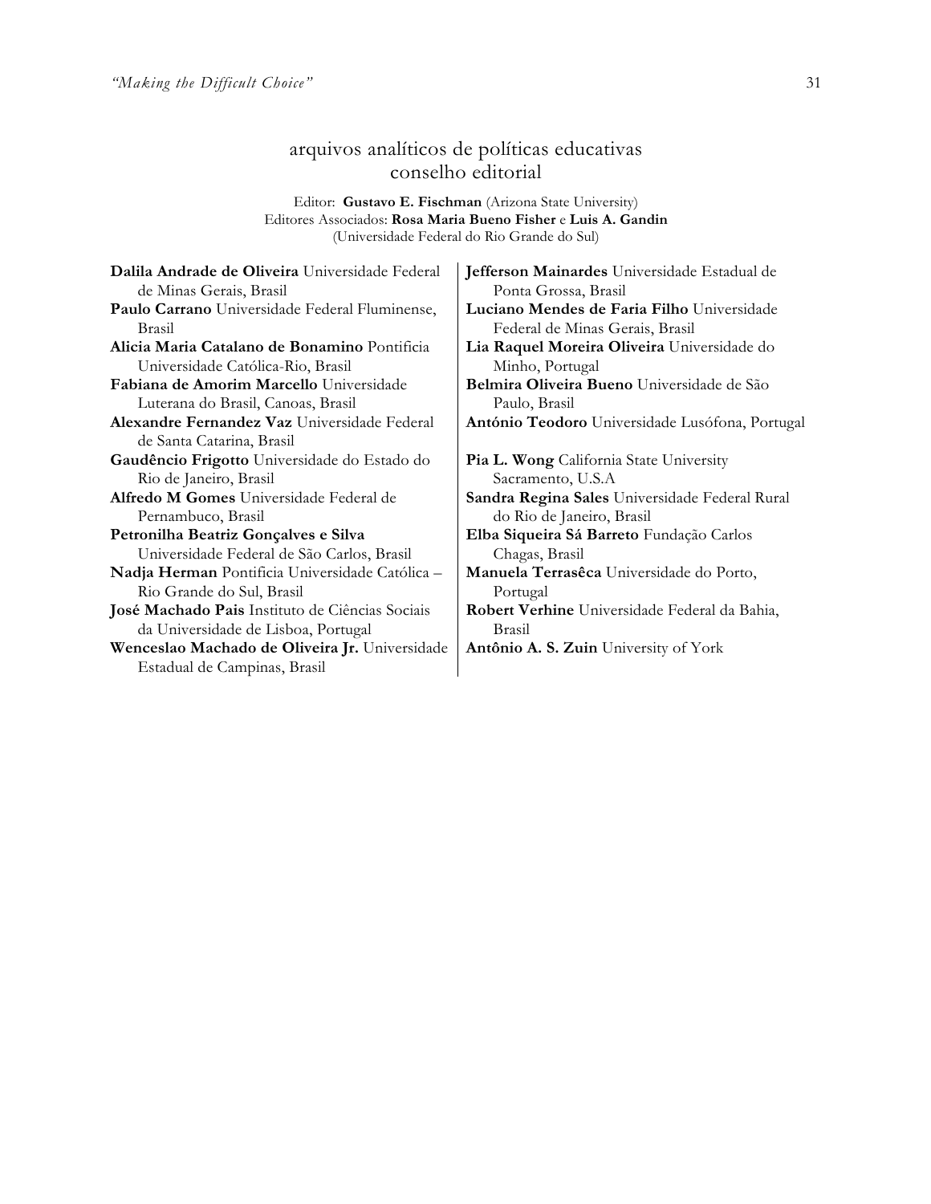## arquivos analíticos de políticas educativas
## conselho editorial

Editor: **Gustavo E. Fischman** (Arizona State University)
Editores Associados: **Rosa Maria Bueno Fisher** e **Luis A. Gandin**
(Universidade Federal do Rio Grande do Sul)

**Dalila Andrade de Oliveira** Universidade Federal de Minas Gerais, Brasil

**Paulo Carrano** Universidade Federal Fluminense, Brasil

**Alicia Maria Catalano de Bonamino** Pontificia Universidade Católica-Rio, Brasil

**Fabiana de Amorim Marcello** Universidade Luterana do Brasil, Canoas, Brasil

**Alexandre Fernandez Vaz** Universidade Federal de Santa Catarina, Brasil

**Gaudêncio Frigotto** Universidade do Estado do Rio de Janeiro, Brasil

**Alfredo M Gomes** Universidade Federal de Pernambuco, Brasil

**Petronilha Beatriz Gonçalves e Silva** Universidade Federal de São Carlos, Brasil

**Nadja Herman** Pontificia Universidade Católica – Rio Grande do Sul, Brasil

**José Machado Pais** Instituto de Ciências Sociais da Universidade de Lisboa, Portugal

**Wenceslao Machado de Oliveira Jr.** Universidade Estadual de Campinas, Brasil

**Jefferson Mainardes** Universidade Estadual de Ponta Grossa, Brasil

**Luciano Mendes de Faria Filho** Universidade Federal de Minas Gerais, Brasil

**Lia Raquel Moreira Oliveira** Universidade do Minho, Portugal

**Belmira Oliveira Bueno** Universidade de São Paulo, Brasil

**António Teodoro** Universidade Lusófona, Portugal

**Pia L. Wong** California State University Sacramento, U.S.A

**Sandra Regina Sales** Universidade Federal Rural do Rio de Janeiro, Brasil

**Elba Siqueira Sá Barreto** Fundação Carlos Chagas, Brasil

**Manuela Terrasêca** Universidade do Porto, Portugal

**Robert Verhine** Universidade Federal da Bahia, Brasil

**Antônio A. S. Zuin** University of York